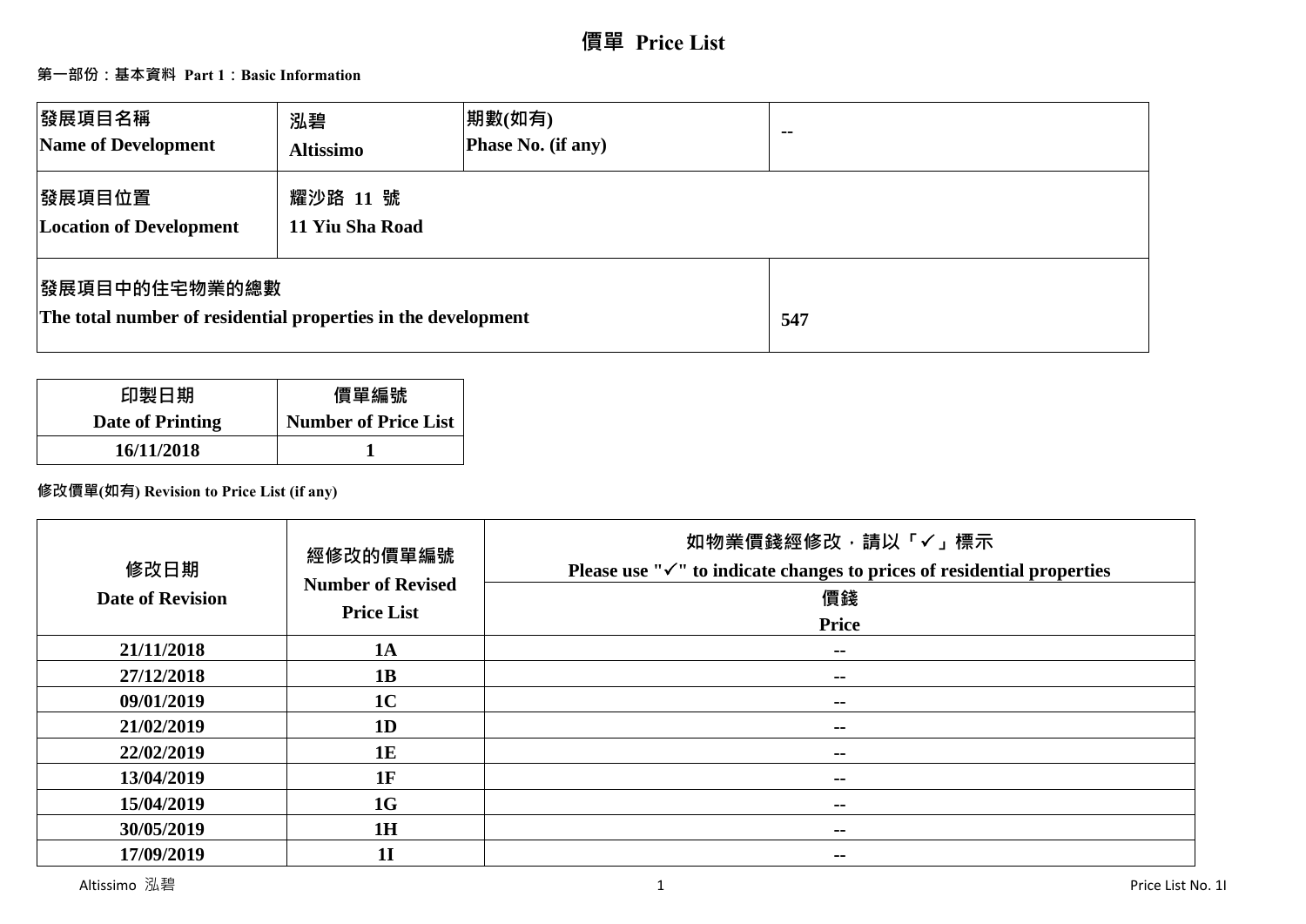# 價單 Price List

**第一部份：基本資料 Part 1：Basic Information**

| 發展項目名稱<br>Name of Development | 泓碧<br>Altissimo | 期數(如有)<br>Phase No. (if any) | -- |
|---|---|---|---|
| 發展項目位置<br>Location of Development | 耀沙路 11 號<br>11 Yiu Sha Road | | |
| 發展項目中的住宅物業的總數<br>The total number of residential properties in the development | | | 547 |

| 印製日期<br>Date of Printing | 價單編號<br>Number of Price List |
|---|---|
| 16/11/2018 | 1 |

**修改價單(如有) Revision to Price List (if any)**

| 修改日期<br>Date of Revision | 經修改的價單編號<br>Number of Revised Price List | 如物業價錢經修改，請以「✓」標示<br>Please use "✓" to indicate changes to prices of residential properties<br>價錢<br>Price |
|---|---|---|
| 21/11/2018 | 1A | -- |
| 27/12/2018 | 1B | -- |
| 09/01/2019 | 1C | -- |
| 21/02/2019 | 1D | -- |
| 22/02/2019 | 1E | -- |
| 13/04/2019 | 1F | -- |
| 15/04/2019 | 1G | -- |
| 30/05/2019 | 1H | -- |
| 17/09/2019 | 1I | -- |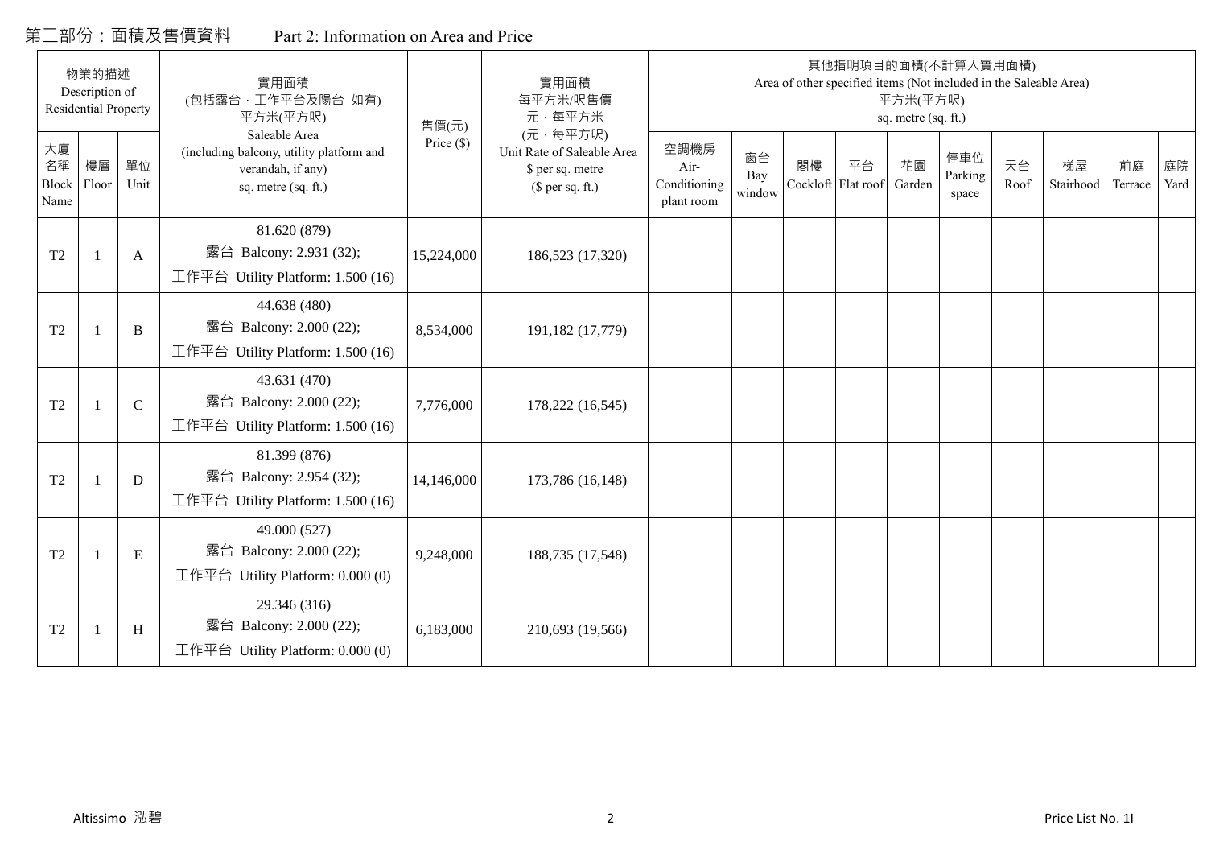# 第二部份：面積及售價資料　　Part 2: Information on Area and Price

| 物業的描述 Description of Residential Property | | | 實用面積 (包括露台，工作平台及陽台 如有) 平方米(平方呎) Saleable Area (including balcony, utility platform and verandah, if any) sq. metre (sq. ft.) | 售價(元) Price ($) | 實用面積 每平方米/呎售價 元，每平方米 (元，每平方呎) Unit Rate of Saleable Area $ per sq. metre ($ per sq. ft.) | 其他指明項目的面積(不計算入實用面積) Area of other specified items (Not included in the Saleable Area) 平方米(平方呎) sq. metre (sq. ft.) | | | | | | | | | |
|---|---|---|---|---|---|---|---|---|---|---|---|---|---|---|---|
| 大廈名稱 Block Name | 樓層 Floor | 單位 Unit | | | | 空調機房 Air-Conditioning plant room | 窗台 Bay window | 閣樓 Cockloft | 平台 Flat roof | 花園 Garden | 停車位 Parking space | 天台 Roof | 梯屋 Stairhood | 前庭 Terrace | 庭院 Yard |
| T2 | 1 | A | 81.620 (879) 露台 Balcony: 2.931 (32); 工作平台 Utility Platform: 1.500 (16) | 15,224,000 | 186,523 (17,320) | | | | | | | | | | |
| T2 | 1 | B | 44.638 (480) 露台 Balcony: 2.000 (22); 工作平台 Utility Platform: 1.500 (16) | 8,534,000 | 191,182 (17,779) | | | | | | | | | | |
| T2 | 1 | C | 43.631 (470) 露台 Balcony: 2.000 (22); 工作平台 Utility Platform: 1.500 (16) | 7,776,000 | 178,222 (16,545) | | | | | | | | | | |
| T2 | 1 | D | 81.399 (876) 露台 Balcony: 2.954 (32); 工作平台 Utility Platform: 1.500 (16) | 14,146,000 | 173,786 (16,148) | | | | | | | | | | |
| T2 | 1 | E | 49.000 (527) 露台 Balcony: 2.000 (22); 工作平台 Utility Platform: 0.000 (0) | 9,248,000 | 188,735 (17,548) | | | | | | | | | | |
| T2 | 1 | H | 29.346 (316) 露台 Balcony: 2.000 (22); 工作平台 Utility Platform: 0.000 (0) | 6,183,000 | 210,693 (19,566) | | | | | | | | | | |

Altissimo 泓碧　　Price List No. 1I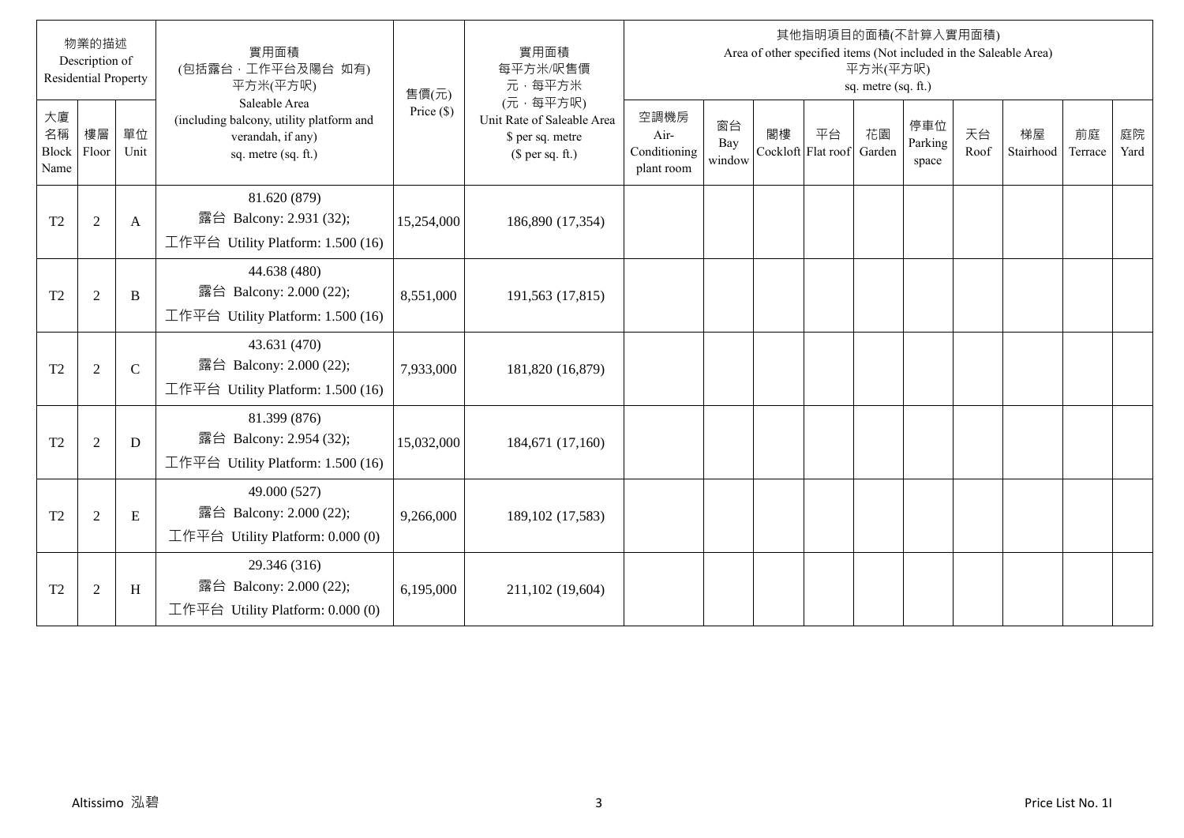| 物業的描述 Description of Residential Property | | | 實用面積 (包括露台，工作平台及陽台 如有) 平方米(平方呎) Saleable Area (including balcony, utility platform and verandah, if any) sq. metre (sq. ft.) | 售價(元) Price ($) | 實用面積 每平方米/呎售價 元，每平方米 (元，每平方呎) Unit Rate of Saleable Area $ per sq. metre ($ per sq. ft.) | 其他指明項目的面積(不計算入實用面積) Area of other specified items (Not included in the Saleable Area) 平方米(平方呎) sq. metre (sq. ft.) | | | | | | | | | |
|---|---|---|---|---|---|---|---|---|---|---|---|---|---|---|---|
| 大廈名稱 Block Name | 樓層 Floor | 單位 Unit | | | | 空調機房 Air-Conditioning plant room | 窗台 Bay window | 閣樓 Cockloft | 平台 Flat roof | 花園 Garden | 停車位 Parking space | 天台 Roof | 梯屋 Stairhood | 前庭 Terrace | 庭院 Yard |
| T2 | 2 | A | 81.620 (879) 露台 Balcony: 2.931 (32); 工作平台 Utility Platform: 1.500 (16) | 15,254,000 | 186,890 (17,354) | | | | | | | | | | |
| T2 | 2 | B | 44.638 (480) 露台 Balcony: 2.000 (22); 工作平台 Utility Platform: 1.500 (16) | 8,551,000 | 191,563 (17,815) | | | | | | | | | | |
| T2 | 2 | C | 43.631 (470) 露台 Balcony: 2.000 (22); 工作平台 Utility Platform: 1.500 (16) | 7,933,000 | 181,820 (16,879) | | | | | | | | | | |
| T2 | 2 | D | 81.399 (876) 露台 Balcony: 2.954 (32); 工作平台 Utility Platform: 1.500 (16) | 15,032,000 | 184,671 (17,160) | | | | | | | | | | |
| T2 | 2 | E | 49.000 (527) 露台 Balcony: 2.000 (22); 工作平台 Utility Platform: 0.000 (0) | 9,266,000 | 189,102 (17,583) | | | | | | | | | | |
| T2 | 2 | H | 29.346 (316) 露台 Balcony: 2.000 (22); 工作平台 Utility Platform: 0.000 (0) | 6,195,000 | 211,102 (19,604) | | | | | | | | | | |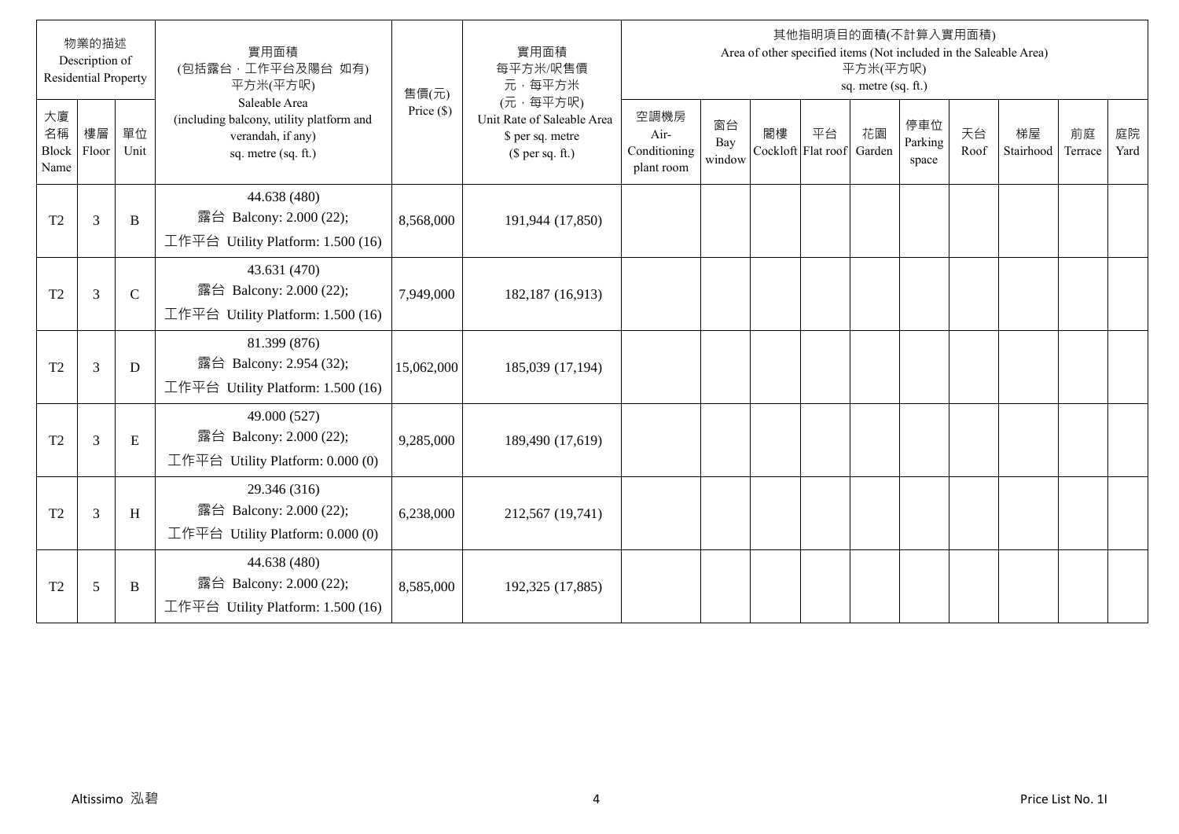| 物業的描述 Description of Residential Property | | | 實用面積 (包括露台，工作平台及陽台 如有) 平方米(平方呎) Saleable Area (including balcony, utility platform and verandah, if any) sq. metre (sq. ft.) | 售價(元) Price ($) | 實用面積 每平方米/呎售價 元，每平方米 (元，每平方呎) Unit Rate of Saleable Area $ per sq. metre ($ per sq. ft.) | 其他指明項目的面積(不計算入實用面積) Area of other specified items (Not included in the Saleable Area) 平方米(平方呎) sq. metre (sq. ft.) | | | | | | | | | |
|---|---|---|---|---|---|---|---|---|---|---|---|---|---|---|---|
| 大廈名稱 Block Name | 樓層 Floor | 單位 Unit | | | | 空調機房 Air-Conditioning plant room | 窗台 Bay window | 閣樓 Cockloft | 平台 Flat roof | 花園 Garden | 停車位 Parking space | 天台 Roof | 梯屋 Stairhood | 前庭 Terrace | 庭院 Yard |
| T2 | 3 | B | 44.638 (480) 露台 Balcony: 2.000 (22); 工作平台 Utility Platform: 1.500 (16) | 8,568,000 | 191,944 (17,850) | | | | | | | | | | |
| T2 | 3 | C | 43.631 (470) 露台 Balcony: 2.000 (22); 工作平台 Utility Platform: 1.500 (16) | 7,949,000 | 182,187 (16,913) | | | | | | | | | | |
| T2 | 3 | D | 81.399 (876) 露台 Balcony: 2.954 (32); 工作平台 Utility Platform: 1.500 (16) | 15,062,000 | 185,039 (17,194) | | | | | | | | | | |
| T2 | 3 | E | 49.000 (527) 露台 Balcony: 2.000 (22); 工作平台 Utility Platform: 0.000 (0) | 9,285,000 | 189,490 (17,619) | | | | | | | | | | |
| T2 | 3 | H | 29.346 (316) 露台 Balcony: 2.000 (22); 工作平台 Utility Platform: 0.000 (0) | 6,238,000 | 212,567 (19,741) | | | | | | | | | | |
| T2 | 5 | B | 44.638 (480) 露台 Balcony: 2.000 (22); 工作平台 Utility Platform: 1.500 (16) | 8,585,000 | 192,325 (17,885) | | | | | | | | | | |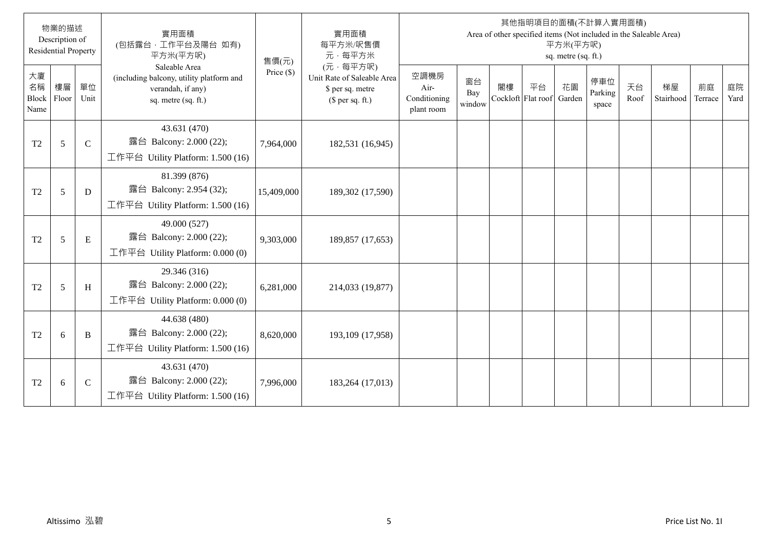| 物業的描述 Description of Residential Property | | | 實用面積 (包括露台，工作平台及陽台 如有) 平方米(平方呎) Saleable Area (including balcony, utility platform and verandah, if any) sq. metre (sq. ft.) | 售價(元) Price ($) | 實用面積 每平方米/呎售價 元，每平方米 (元，每平方呎) Unit Rate of Saleable Area $ per sq. metre ($ per sq. ft.) | 其他指明項目的面積(不計算入實用面積) Area of other specified items (Not included in the Saleable Area) 平方米(平方呎) sq. metre (sq. ft.) | | | | | | | | | |
|---|---|---|---|---|---|---|---|---|---|---|---|---|---|---|---|
| 大廈名稱 Block Name | 樓層 Floor | 單位 Unit | | | | 空調機房 Air-Conditioning plant room | 窗台 Bay window | 閣樓 Cockloft | 平台 Flat roof | 花園 Garden | 停車位 Parking space | 天台 Roof | 梯屋 Stairhood | 前庭 Terrace | 庭院 Yard |
| T2 | 5 | C | 43.631 (470) 露台 Balcony: 2.000 (22); 工作平台 Utility Platform: 1.500 (16) | 7,964,000 | 182,531 (16,945) | | | | | | | | | | |
| T2 | 5 | D | 81.399 (876) 露台 Balcony: 2.954 (32); 工作平台 Utility Platform: 1.500 (16) | 15,409,000 | 189,302 (17,590) | | | | | | | | | | |
| T2 | 5 | E | 49.000 (527) 露台 Balcony: 2.000 (22); 工作平台 Utility Platform: 0.000 (0) | 9,303,000 | 189,857 (17,653) | | | | | | | | | | |
| T2 | 5 | H | 29.346 (316) 露台 Balcony: 2.000 (22); 工作平台 Utility Platform: 0.000 (0) | 6,281,000 | 214,033 (19,877) | | | | | | | | | | |
| T2 | 6 | B | 44.638 (480) 露台 Balcony: 2.000 (22); 工作平台 Utility Platform: 1.500 (16) | 8,620,000 | 193,109 (17,958) | | | | | | | | | | |
| T2 | 6 | C | 43.631 (470) 露台 Balcony: 2.000 (22); 工作平台 Utility Platform: 1.500 (16) | 7,996,000 | 183,264 (17,013) | | | | | | | | | | |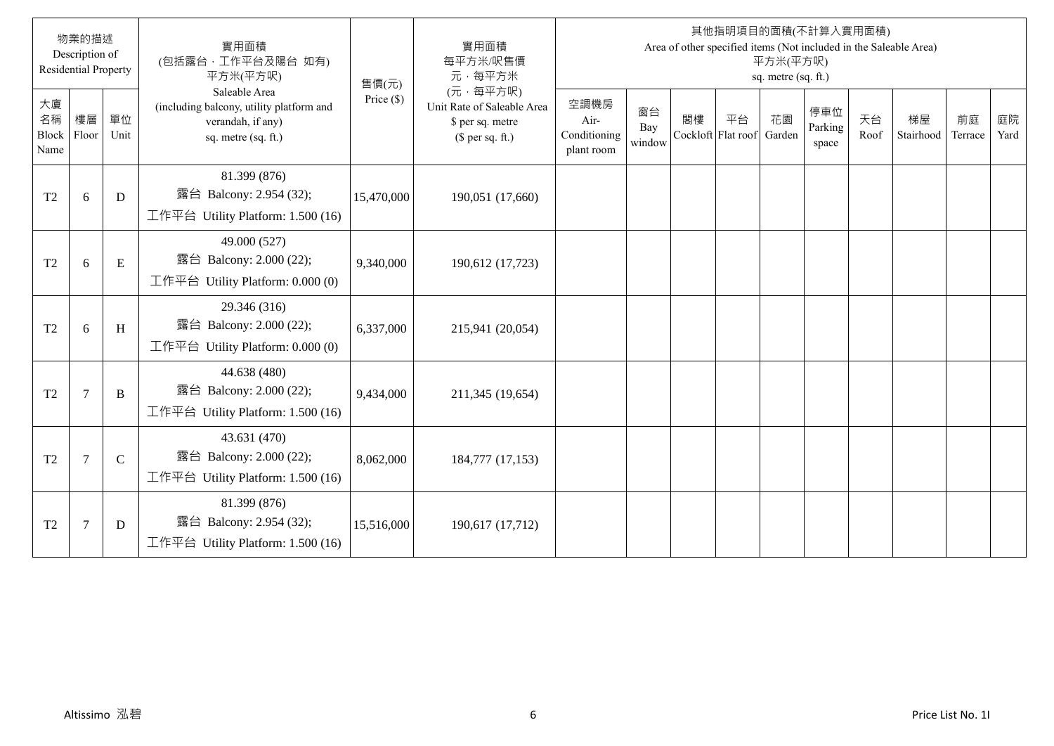| 物業的描述 Description of Residential Property | | | 實用面積 (包括露台，工作平台及陽台 如有) 平方米(平方呎) Saleable Area (including balcony, utility platform and verandah, if any) sq. metre (sq. ft.) | 售價(元) Price ($) | 實用面積 每平方米/呎售價 元，每平方米 (元，每平方呎) Unit Rate of Saleable Area $ per sq. metre ($ per sq. ft.) | 其他指明項目的面積(不計算入實用面積) Area of other specified items (Not included in the Saleable Area) 平方米(平方呎) sq. metre (sq. ft.) | | | | | | | | | |
|---|---|---|---|---|---|---|---|---|---|---|---|---|---|---|---|
| 大廈名稱 Block Name | 樓層 Floor | 單位 Unit | | | | 空調機房 Air-Conditioning plant room | 窗台 Bay window | 閣樓 Cockloft | 平台 Flat roof | 花園 Garden | 停車位 Parking space | 天台 Roof | 梯屋 Stairhood | 前庭 Terrace | 庭院 Yard |
| T2 | 6 | D | 81.399 (876) 露台 Balcony: 2.954 (32); 工作平台 Utility Platform: 1.500 (16) | 15,470,000 | 190,051 (17,660) | | | | | | | | | | |
| T2 | 6 | E | 49.000 (527) 露台 Balcony: 2.000 (22); 工作平台 Utility Platform: 0.000 (0) | 9,340,000 | 190,612 (17,723) | | | | | | | | | | |
| T2 | 6 | H | 29.346 (316) 露台 Balcony: 2.000 (22); 工作平台 Utility Platform: 0.000 (0) | 6,337,000 | 215,941 (20,054) | | | | | | | | | | |
| T2 | 7 | B | 44.638 (480) 露台 Balcony: 2.000 (22); 工作平台 Utility Platform: 1.500 (16) | 9,434,000 | 211,345 (19,654) | | | | | | | | | | |
| T2 | 7 | C | 43.631 (470) 露台 Balcony: 2.000 (22); 工作平台 Utility Platform: 1.500 (16) | 8,062,000 | 184,777 (17,153) | | | | | | | | | | |
| T2 | 7 | D | 81.399 (876) 露台 Balcony: 2.954 (32); 工作平台 Utility Platform: 1.500 (16) | 15,516,000 | 190,617 (17,712) | | | | | | | | | | |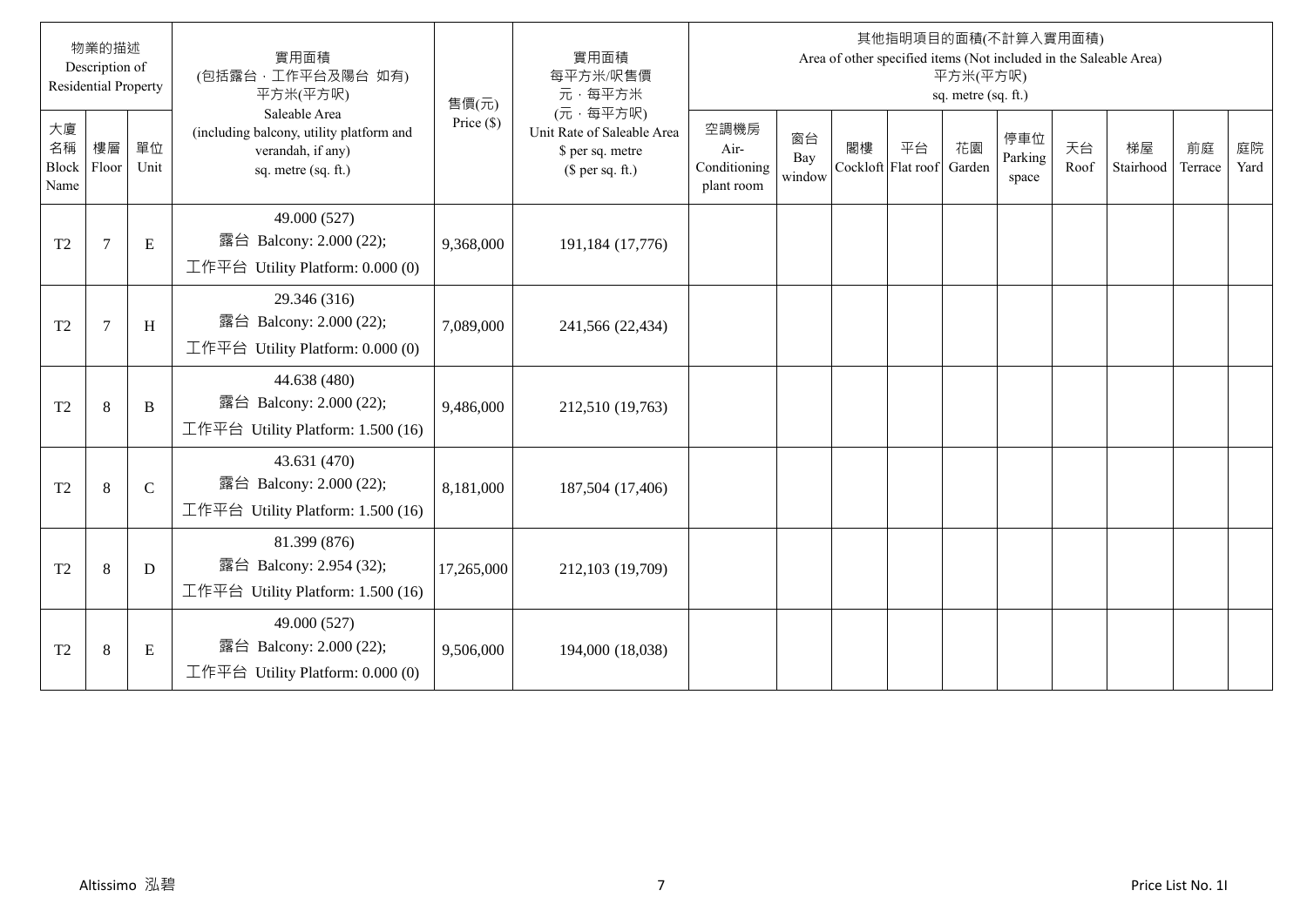| 物業的描述 Description of Residential Property | | | 實用面積 (包括露台，工作平台及陽台 如有) 平方米(平方呎) Saleable Area (including balcony, utility platform and verandah, if any) sq. metre (sq. ft.) | 售價(元) Price ($) | 實用面積 每平方米/呎售價 元，每平方米 (元，每平方呎) Unit Rate of Saleable Area $ per sq. metre ($ per sq. ft.) | 其他指明項目的面積(不計算入實用面積) Area of other specified items (Not included in the Saleable Area) 平方米(平方呎) sq. metre (sq. ft.) | | | | | | | | | |
|---|---|---|---|---|---|---|---|---|---|---|---|---|---|---|---|
| 大廈名稱 Block Name | 樓層 Floor | 單位 Unit | | | | 空調機房 Air-Conditioning plant room | 窗台 Bay window | 閣樓 Cockloft | 平台 Flat roof | 花園 Garden | 停車位 Parking space | 天台 Roof | 梯屋 Stairhood | 前庭 Terrace | 庭院 Yard |
| T2 | 7 | E | 49.000 (527) 露台 Balcony: 2.000 (22); 工作平台 Utility Platform: 0.000 (0) | 9,368,000 | 191,184 (17,776) | | | | | | | | | | |
| T2 | 7 | H | 29.346 (316) 露台 Balcony: 2.000 (22); 工作平台 Utility Platform: 0.000 (0) | 7,089,000 | 241,566 (22,434) | | | | | | | | | | |
| T2 | 8 | B | 44.638 (480) 露台 Balcony: 2.000 (22); 工作平台 Utility Platform: 1.500 (16) | 9,486,000 | 212,510 (19,763) | | | | | | | | | | |
| T2 | 8 | C | 43.631 (470) 露台 Balcony: 2.000 (22); 工作平台 Utility Platform: 1.500 (16) | 8,181,000 | 187,504 (17,406) | | | | | | | | | | |
| T2 | 8 | D | 81.399 (876) 露台 Balcony: 2.954 (32); 工作平台 Utility Platform: 1.500 (16) | 17,265,000 | 212,103 (19,709) | | | | | | | | | | |
| T2 | 8 | E | 49.000 (527) 露台 Balcony: 2.000 (22); 工作平台 Utility Platform: 0.000 (0) | 9,506,000 | 194,000 (18,038) | | | | | | | | | | |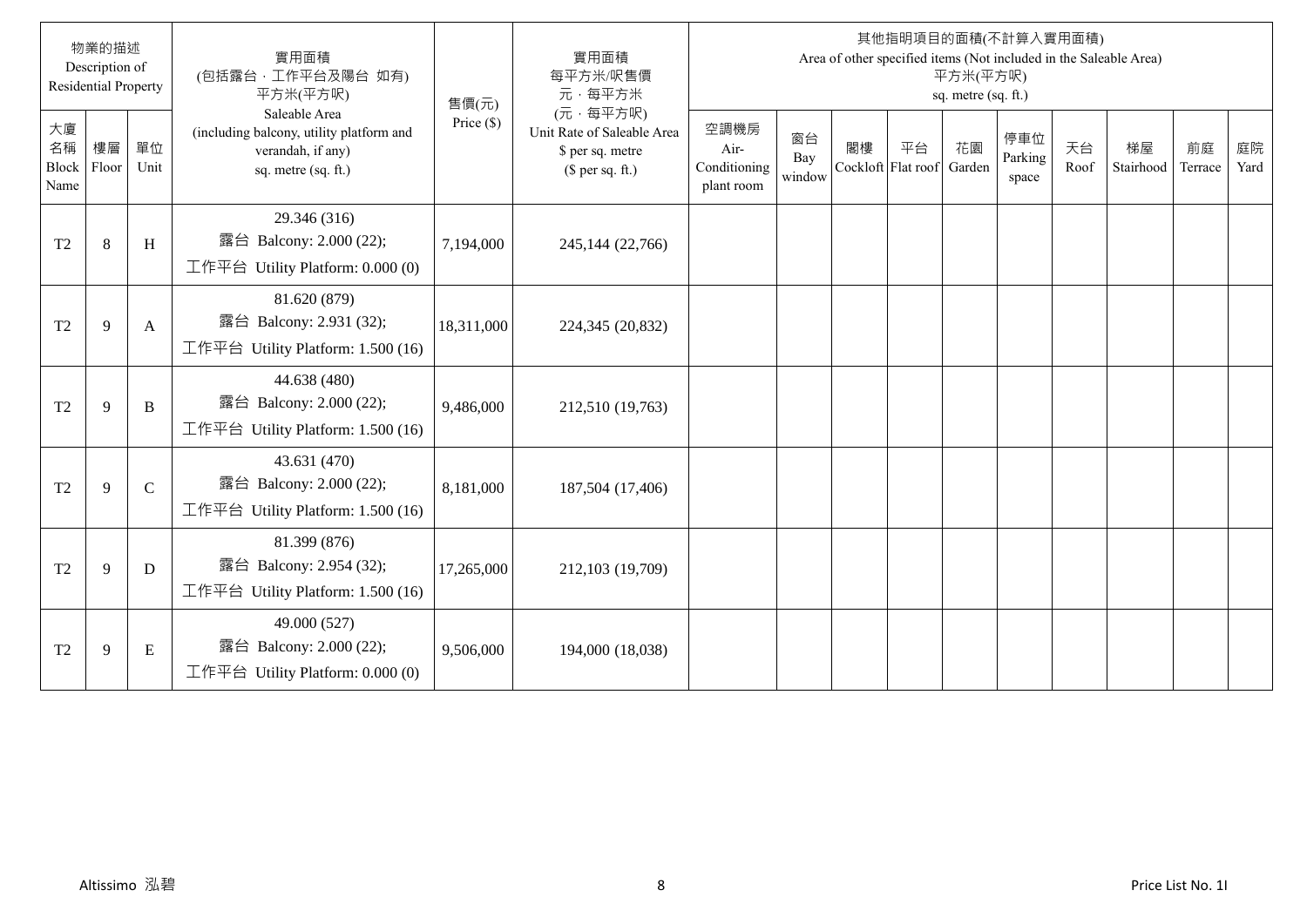| 物業的描述 Description of Residential Property | | | 實用面積 (包括露台，工作平台及陽台 如有) 平方米(平方呎) Saleable Area (including balcony, utility platform and verandah, if any) sq. metre (sq. ft.) | 售價(元) Price ($) | 實用面積 每平方米/呎售價 元，每平方米 (元，每平方呎) Unit Rate of Saleable Area $ per sq. metre ($ per sq. ft.) | 其他指明項目的面積(不計算入實用面積) Area of other specified items (Not included in the Saleable Area) 平方米(平方呎) sq. metre (sq. ft.) | | | | | | | | | |
|---|---|---|---|---|---|---|---|---|---|---|---|---|---|---|---|
| 大廈名稱 Block Name | 樓層 Floor | 單位 Unit | | | | 空調機房 Air-Conditioning plant room | 窗台 Bay window | 閣樓 Cockloft | 平台 Flat roof | 花園 Garden | 停車位 Parking space | 天台 Roof | 梯屋 Stairhood | 前庭 Terrace | 庭院 Yard |
| T2 | 8 | H | 29.346 (316) 露台 Balcony: 2.000 (22); 工作平台 Utility Platform: 0.000 (0) | 7,194,000 | 245,144 (22,766) | | | | | | | | | | |
| T2 | 9 | A | 81.620 (879) 露台 Balcony: 2.931 (32); 工作平台 Utility Platform: 1.500 (16) | 18,311,000 | 224,345 (20,832) | | | | | | | | | | |
| T2 | 9 | B | 44.638 (480) 露台 Balcony: 2.000 (22); 工作平台 Utility Platform: 1.500 (16) | 9,486,000 | 212,510 (19,763) | | | | | | | | | | |
| T2 | 9 | C | 43.631 (470) 露台 Balcony: 2.000 (22); 工作平台 Utility Platform: 1.500 (16) | 8,181,000 | 187,504 (17,406) | | | | | | | | | | |
| T2 | 9 | D | 81.399 (876) 露台 Balcony: 2.954 (32); 工作平台 Utility Platform: 1.500 (16) | 17,265,000 | 212,103 (19,709) | | | | | | | | | | |
| T2 | 9 | E | 49.000 (527) 露台 Balcony: 2.000 (22); 工作平台 Utility Platform: 0.000 (0) | 9,506,000 | 194,000 (18,038) | | | | | | | | | | |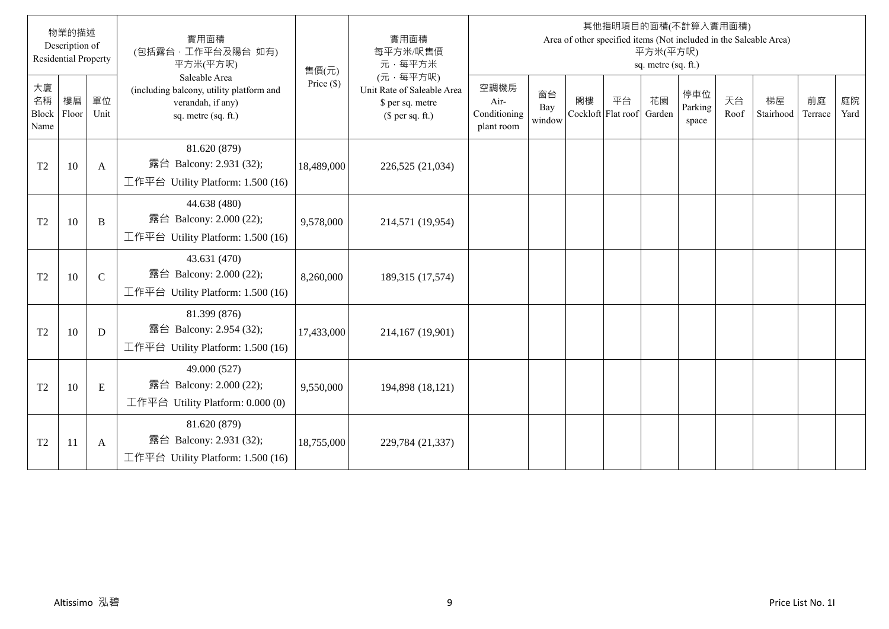| 物業的描述 Description of Residential Property | | | 實用面積 (包括露台，工作平台及陽台 如有) 平方米(平方呎) Saleable Area (including balcony, utility platform and verandah, if any) sq. metre (sq. ft.) | 售價(元) Price ($) | 實用面積 每平方米/呎售價 元，每平方米 (元，每平方呎) Unit Rate of Saleable Area $ per sq. metre ($ per sq. ft.) | 其他指明項目的面積(不計算入實用面積) Area of other specified items (Not included in the Saleable Area) 平方米(平方呎) sq. metre (sq. ft.) | | | | | | | | | |
|---|---|---|---|---|---|---|---|---|---|---|---|---|---|---|---|
| 大廈名稱 Block Name | 樓層 Floor | 單位 Unit | | | | 空調機房 Air-Conditioning plant room | 窗台 Bay window | 閣樓 Cockloft | 平台 Flat roof | 花園 Garden | 停車位 Parking space | 天台 Roof | 梯屋 Stairhood | 前庭 Terrace | 庭院 Yard |
| T2 | 10 | A | 81.620 (879) 露台 Balcony: 2.931 (32); 工作平台 Utility Platform: 1.500 (16) | 18,489,000 | 226,525 (21,034) | | | | | | | | | | |
| T2 | 10 | B | 44.638 (480) 露台 Balcony: 2.000 (22); 工作平台 Utility Platform: 1.500 (16) | 9,578,000 | 214,571 (19,954) | | | | | | | | | | |
| T2 | 10 | C | 43.631 (470) 露台 Balcony: 2.000 (22); 工作平台 Utility Platform: 1.500 (16) | 8,260,000 | 189,315 (17,574) | | | | | | | | | | |
| T2 | 10 | D | 81.399 (876) 露台 Balcony: 2.954 (32); 工作平台 Utility Platform: 1.500 (16) | 17,433,000 | 214,167 (19,901) | | | | | | | | | | |
| T2 | 10 | E | 49.000 (527) 露台 Balcony: 2.000 (22); 工作平台 Utility Platform: 0.000 (0) | 9,550,000 | 194,898 (18,121) | | | | | | | | | | |
| T2 | 11 | A | 81.620 (879) 露台 Balcony: 2.931 (32); 工作平台 Utility Platform: 1.500 (16) | 18,755,000 | 229,784 (21,337) | | | | | | | | | | |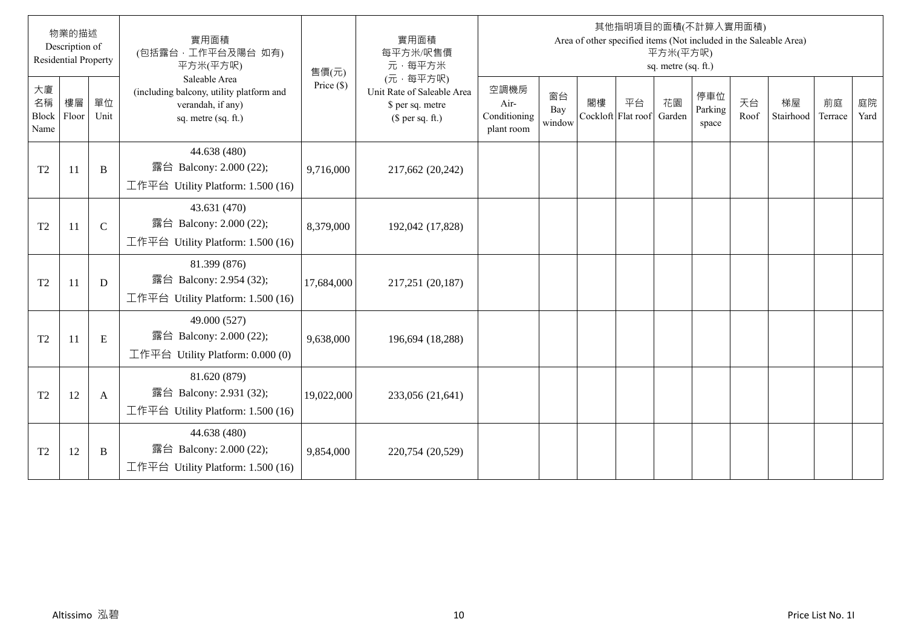| 物業的描述 Description of Residential Property | | | 實用面積 (包括露台，工作平台及陽台 如有) 平方米(平方呎) Saleable Area (including balcony, utility platform and verandah, if any) sq. metre (sq. ft.) | 售價(元) Price ($) | 實用面積 每平方米/呎售價 元，每平方米 (元，每平方呎) Unit Rate of Saleable Area $ per sq. metre ($ per sq. ft.) | 其他指明項目的面積(不計算入實用面積) Area of other specified items (Not included in the Saleable Area) 平方米(平方呎) sq. metre (sq. ft.) | | | | | | | | | |
|---|---|---|---|---|---|---|---|---|---|---|---|---|---|---|---|
| 大廈名稱 Block Name | 樓層 Floor | 單位 Unit | | | | 空調機房 Air-Conditioning plant room | 窗台 Bay window | 閣樓 Cockloft | 平台 Flat roof | 花園 Garden | 停車位 Parking space | 天台 Roof | 梯屋 Stairhood | 前庭 Terrace | 庭院 Yard |
| T2 | 11 | B | 44.638 (480) 露台 Balcony: 2.000 (22); 工作平台 Utility Platform: 1.500 (16) | 9,716,000 | 217,662 (20,242) | | | | | | | | | | |
| T2 | 11 | C | 43.631 (470) 露台 Balcony: 2.000 (22); 工作平台 Utility Platform: 1.500 (16) | 8,379,000 | 192,042 (17,828) | | | | | | | | | | |
| T2 | 11 | D | 81.399 (876) 露台 Balcony: 2.954 (32); 工作平台 Utility Platform: 1.500 (16) | 17,684,000 | 217,251 (20,187) | | | | | | | | | | |
| T2 | 11 | E | 49.000 (527) 露台 Balcony: 2.000 (22); 工作平台 Utility Platform: 0.000 (0) | 9,638,000 | 196,694 (18,288) | | | | | | | | | | |
| T2 | 12 | A | 81.620 (879) 露台 Balcony: 2.931 (32); 工作平台 Utility Platform: 1.500 (16) | 19,022,000 | 233,056 (21,641) | | | | | | | | | | |
| T2 | 12 | B | 44.638 (480) 露台 Balcony: 2.000 (22); 工作平台 Utility Platform: 1.500 (16) | 9,854,000 | 220,754 (20,529) | | | | | | | | | | |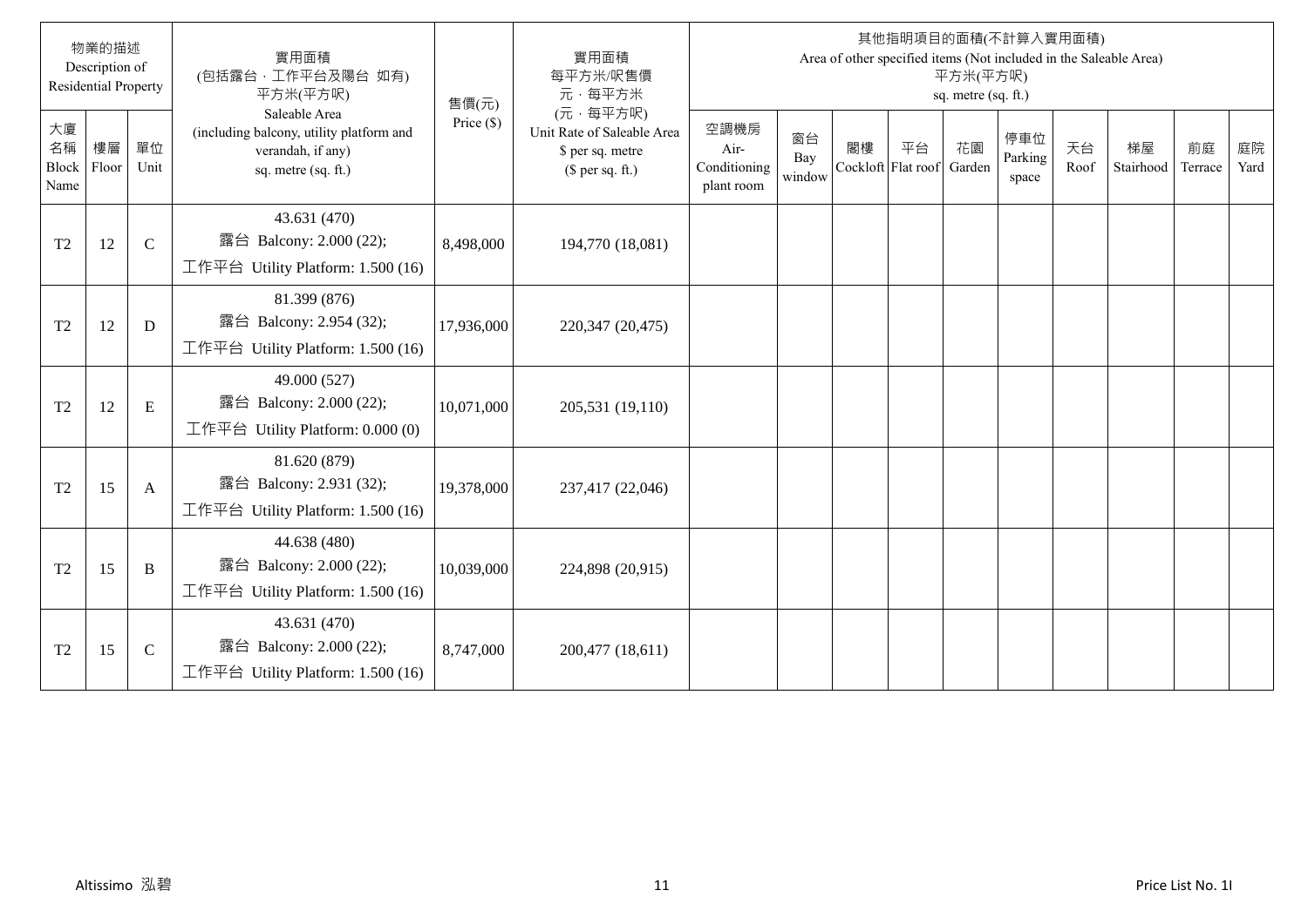| 物業的描述 Description of Residential Property | | | 實用面積 (包括露台，工作平台及陽台 如有) 平方米(平方呎) Saleable Area (including balcony, utility platform and verandah, if any) sq. metre (sq. ft.) | 售價(元) Price ($) | 實用面積 每平方米/呎售價 元，每平方米 (元，每平方呎) Unit Rate of Saleable Area $ per sq. metre ($ per sq. ft.) | 其他指明項目的面積(不計算入實用面積) Area of other specified items (Not included in the Saleable Area) 平方米(平方呎) sq. metre (sq. ft.) | | | | | | | | | |
|---|---|---|---|---|---|---|---|---|---|---|---|---|---|---|---|
| 大廈名稱 Block Name | 樓層 Floor | 單位 Unit | | | | 空調機房 Air-Conditioning plant room | 窗台 Bay window | 閣樓 Cockloft | 平台 Flat roof | 花園 Garden | 停車位 Parking space | 天台 Roof | 梯屋 Stairhood | 前庭 Terrace | 庭院 Yard |
| T2 | 12 | C | 43.631 (470) 露台 Balcony: 2.000 (22); 工作平台 Utility Platform: 1.500 (16) | 8,498,000 | 194,770 (18,081) | | | | | | | | | | |
| T2 | 12 | D | 81.399 (876) 露台 Balcony: 2.954 (32); 工作平台 Utility Platform: 1.500 (16) | 17,936,000 | 220,347 (20,475) | | | | | | | | | | |
| T2 | 12 | E | 49.000 (527) 露台 Balcony: 2.000 (22); 工作平台 Utility Platform: 0.000 (0) | 10,071,000 | 205,531 (19,110) | | | | | | | | | | |
| T2 | 15 | A | 81.620 (879) 露台 Balcony: 2.931 (32); 工作平台 Utility Platform: 1.500 (16) | 19,378,000 | 237,417 (22,046) | | | | | | | | | | |
| T2 | 15 | B | 44.638 (480) 露台 Balcony: 2.000 (22); 工作平台 Utility Platform: 1.500 (16) | 10,039,000 | 224,898 (20,915) | | | | | | | | | | |
| T2 | 15 | C | 43.631 (470) 露台 Balcony: 2.000 (22); 工作平台 Utility Platform: 1.500 (16) | 8,747,000 | 200,477 (18,611) | | | | | | | | | | |

Altissimo 泓碧

Price List No. 1I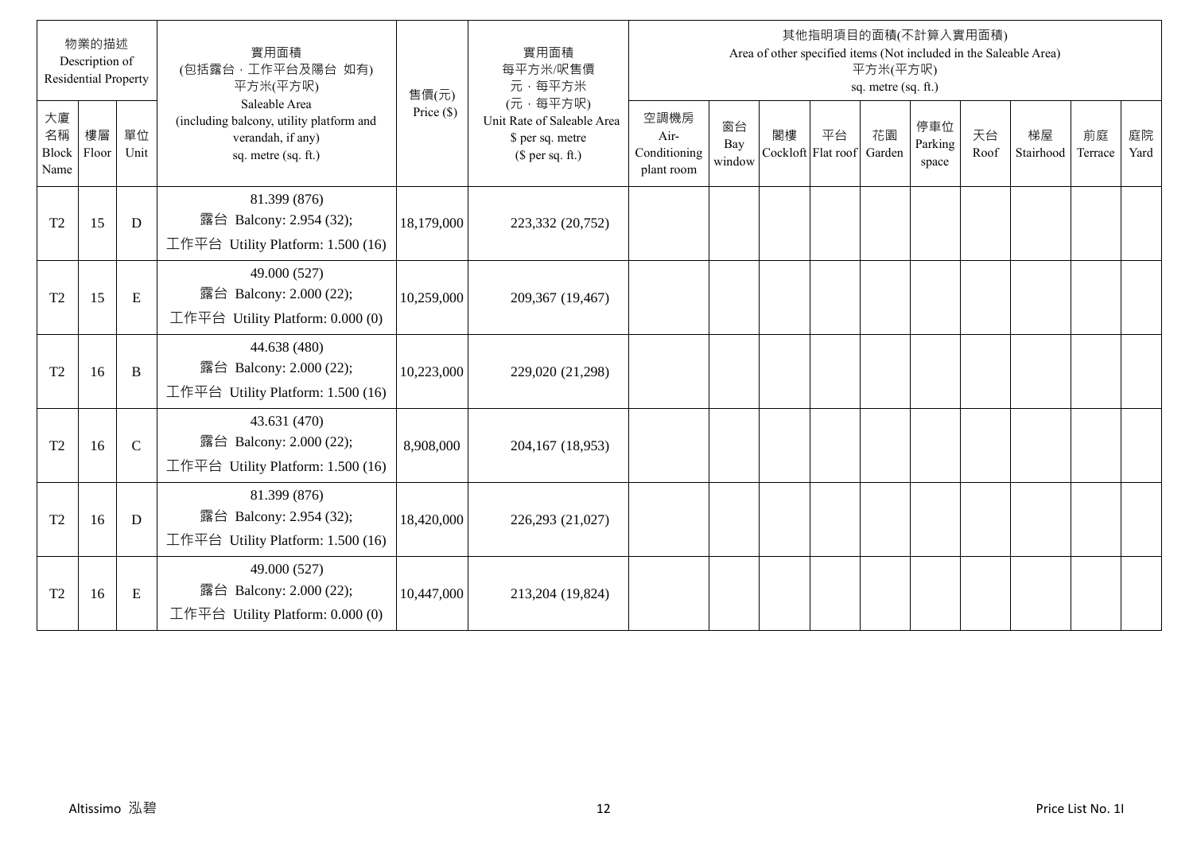| 物業的描述 Description of Residential Property | | | 實用面積 (包括露台，工作平台及陽台 如有) 平方米(平方呎) Saleable Area (including balcony, utility platform and verandah, if any) sq. metre (sq. ft.) | 售價(元) Price ($) | 實用面積 每平方米/呎售價 元，每平方米 (元，每平方呎) Unit Rate of Saleable Area $ per sq. metre ($ per sq. ft.) | 其他指明項目的面積(不計算入實用面積) Area of other specified items (Not included in the Saleable Area) 平方米(平方呎) sq. metre (sq. ft.) | | | | | | | | | |
|---|---|---|---|---|---|---|---|---|---|---|---|---|---|---|---|
| 大廈名稱 Block Name | 樓層 Floor | 單位 Unit | | | | 空調機房 Air-Conditioning plant room | 窗台 Bay window | 閣樓 Cockloft | 平台 Flat roof | 花園 Garden | 停車位 Parking space | 天台 Roof | 梯屋 Stairhood | 前庭 Terrace | 庭院 Yard |
| T2 | 15 | D | 81.399 (876) 露台 Balcony: 2.954 (32); 工作平台 Utility Platform: 1.500 (16) | 18,179,000 | 223,332 (20,752) | | | | | | | | | | |
| T2 | 15 | E | 49.000 (527) 露台 Balcony: 2.000 (22); 工作平台 Utility Platform: 0.000 (0) | 10,259,000 | 209,367 (19,467) | | | | | | | | | | |
| T2 | 16 | B | 44.638 (480) 露台 Balcony: 2.000 (22); 工作平台 Utility Platform: 1.500 (16) | 10,223,000 | 229,020 (21,298) | | | | | | | | | | |
| T2 | 16 | C | 43.631 (470) 露台 Balcony: 2.000 (22); 工作平台 Utility Platform: 1.500 (16) | 8,908,000 | 204,167 (18,953) | | | | | | | | | | |
| T2 | 16 | D | 81.399 (876) 露台 Balcony: 2.954 (32); 工作平台 Utility Platform: 1.500 (16) | 18,420,000 | 226,293 (21,027) | | | | | | | | | | |
| T2 | 16 | E | 49.000 (527) 露台 Balcony: 2.000 (22); 工作平台 Utility Platform: 0.000 (0) | 10,447,000 | 213,204 (19,824) | | | | | | | | | | |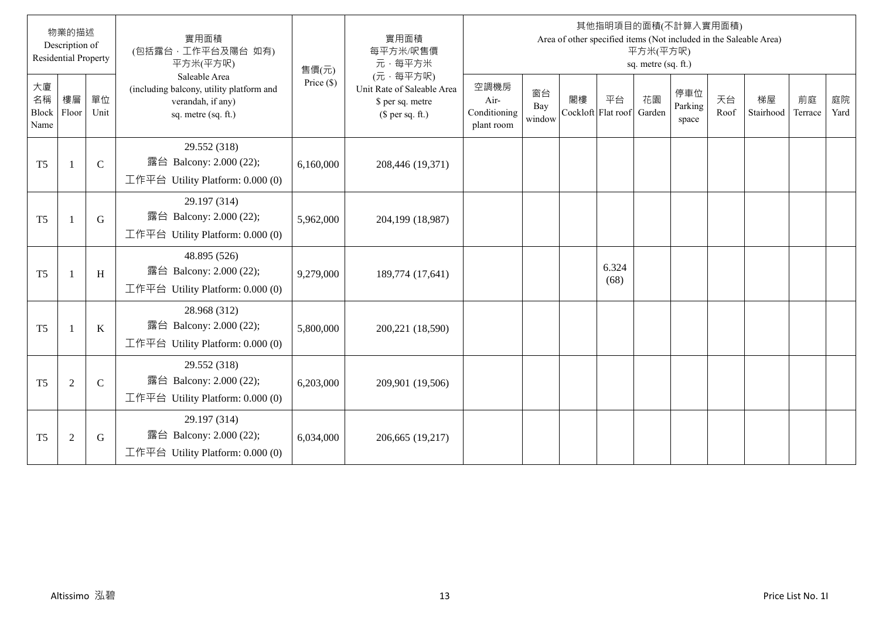| 物業的描述 Description of Residential Property | | | 實用面積 (包括露台,工作平台及陽台 如有) 平方米(平方呎) Saleable Area (including balcony, utility platform and verandah, if any) sq. metre (sq. ft.) | 售價(元) Price ($) | 實用面積 每平方米/呎售價 元,每平方米 (元,每平方呎) Unit Rate of Saleable Area $ per sq. metre ($ per sq. ft.) | 其他指明項目的面積(不計算入實用面積) Area of other specified items (Not included in the Saleable Area) 平方米(平方呎) sq. metre (sq. ft.) | | | | | | | | | |
|---|---|---|---|---|---|---|---|---|---|---|---|---|---|---|---|
| 大廈名稱 Block Name | 樓層 Floor | 單位 Unit | | | | 空調機房 Air-Conditioning plant room | 窗台 Bay window | 閣樓 Cockloft | 平台 Flat roof | 花園 Garden | 停車位 Parking space | 天台 Roof | 梯屋 Stairhood | 前庭 Terrace | 庭院 Yard |
| T5 | 1 | C | 29.552 (318) 露台 Balcony: 2.000 (22); 工作平台 Utility Platform: 0.000 (0) | 6,160,000 | 208,446 (19,371) | | | | | | | | | | |
| T5 | 1 | G | 29.197 (314) 露台 Balcony: 2.000 (22); 工作平台 Utility Platform: 0.000 (0) | 5,962,000 | 204,199 (18,987) | | | | | | | | | | |
| T5 | 1 | H | 48.895 (526) 露台 Balcony: 2.000 (22); 工作平台 Utility Platform: 0.000 (0) | 9,279,000 | 189,774 (17,641) | | | | 6.324 (68) | | | | | | |
| T5 | 1 | K | 28.968 (312) 露台 Balcony: 2.000 (22); 工作平台 Utility Platform: 0.000 (0) | 5,800,000 | 200,221 (18,590) | | | | | | | | | | |
| T5 | 2 | C | 29.552 (318) 露台 Balcony: 2.000 (22); 工作平台 Utility Platform: 0.000 (0) | 6,203,000 | 209,901 (19,506) | | | | | | | | | | |
| T5 | 2 | G | 29.197 (314) 露台 Balcony: 2.000 (22); 工作平台 Utility Platform: 0.000 (0) | 6,034,000 | 206,665 (19,217) | | | | | | | | | | |

Altissimo 泓碧

Price List No. 1I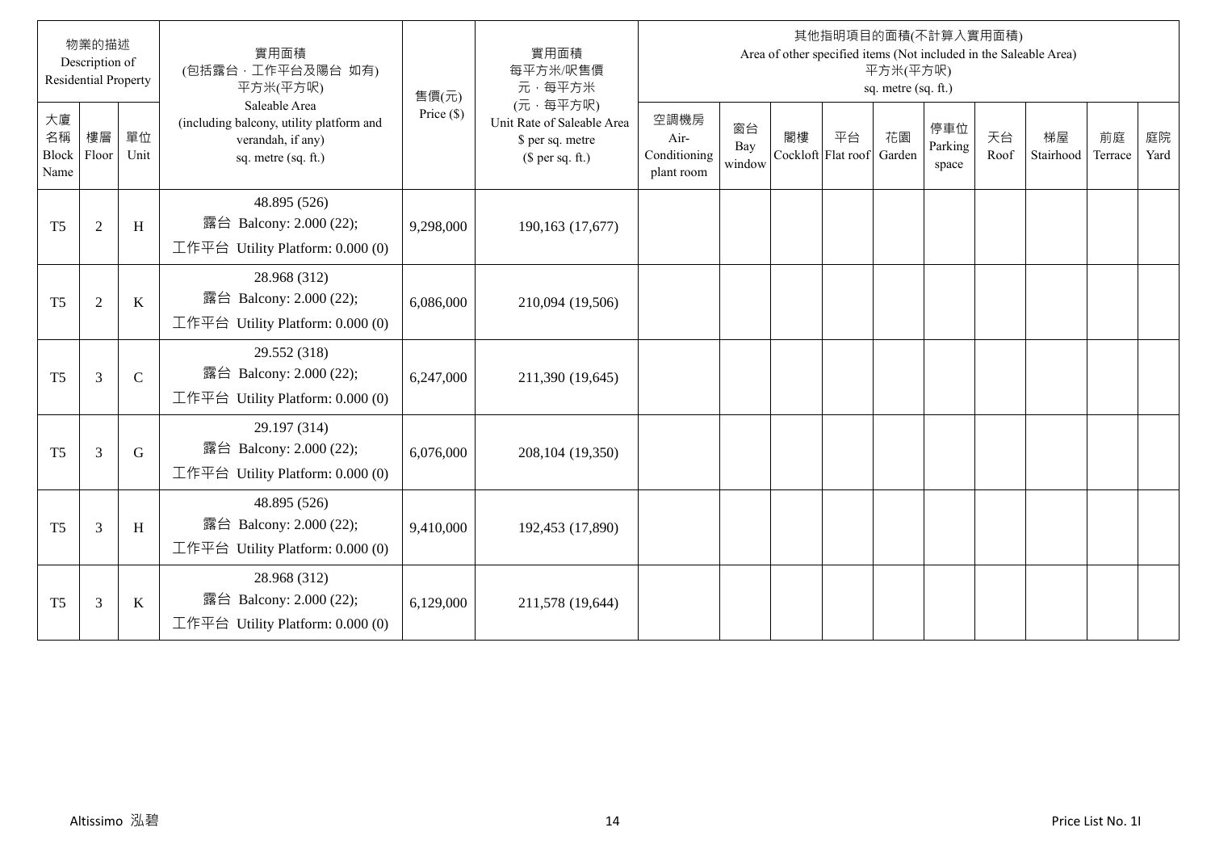| 物業的描述 Description of Residential Property | | | 實用面積 (包括露台，工作平台及陽台 如有) 平方米(平方呎) Saleable Area (including balcony, utility platform and verandah, if any) sq. metre (sq. ft.) | 售價(元) Price ($) | 實用面積 每平方米/呎售價 元，每平方米 (元，每平方呎) Unit Rate of Saleable Area $ per sq. metre ($ per sq. ft.) | 其他指明項目的面積(不計算入實用面積) Area of other specified items (Not included in the Saleable Area) 平方米(平方呎) sq. metre (sq. ft.) | | | | | | | | | |
|---|---|---|---|---|---|---|---|---|---|---|---|---|---|---|---|
| 大廈名稱 Block Name | 樓層 Floor | 單位 Unit | | | | 空調機房 Air-Conditioning plant room | 窗台 Bay window | 閣樓 Cockloft | 平台 Flat roof | 花園 Garden | 停車位 Parking space | 天台 Roof | 梯屋 Stairhood | 前庭 Terrace | 庭院 Yard |
| T5 | 2 | H | 48.895 (526) 露台 Balcony: 2.000 (22); 工作平台 Utility Platform: 0.000 (0) | 9,298,000 | 190,163 (17,677) | | | | | | | | | | |
| T5 | 2 | K | 28.968 (312) 露台 Balcony: 2.000 (22); 工作平台 Utility Platform: 0.000 (0) | 6,086,000 | 210,094 (19,506) | | | | | | | | | | |
| T5 | 3 | C | 29.552 (318) 露台 Balcony: 2.000 (22); 工作平台 Utility Platform: 0.000 (0) | 6,247,000 | 211,390 (19,645) | | | | | | | | | | |
| T5 | 3 | G | 29.197 (314) 露台 Balcony: 2.000 (22); 工作平台 Utility Platform: 0.000 (0) | 6,076,000 | 208,104 (19,350) | | | | | | | | | | |
| T5 | 3 | H | 48.895 (526) 露台 Balcony: 2.000 (22); 工作平台 Utility Platform: 0.000 (0) | 9,410,000 | 192,453 (17,890) | | | | | | | | | | |
| T5 | 3 | K | 28.968 (312) 露台 Balcony: 2.000 (22); 工作平台 Utility Platform: 0.000 (0) | 6,129,000 | 211,578 (19,644) | | | | | | | | | | |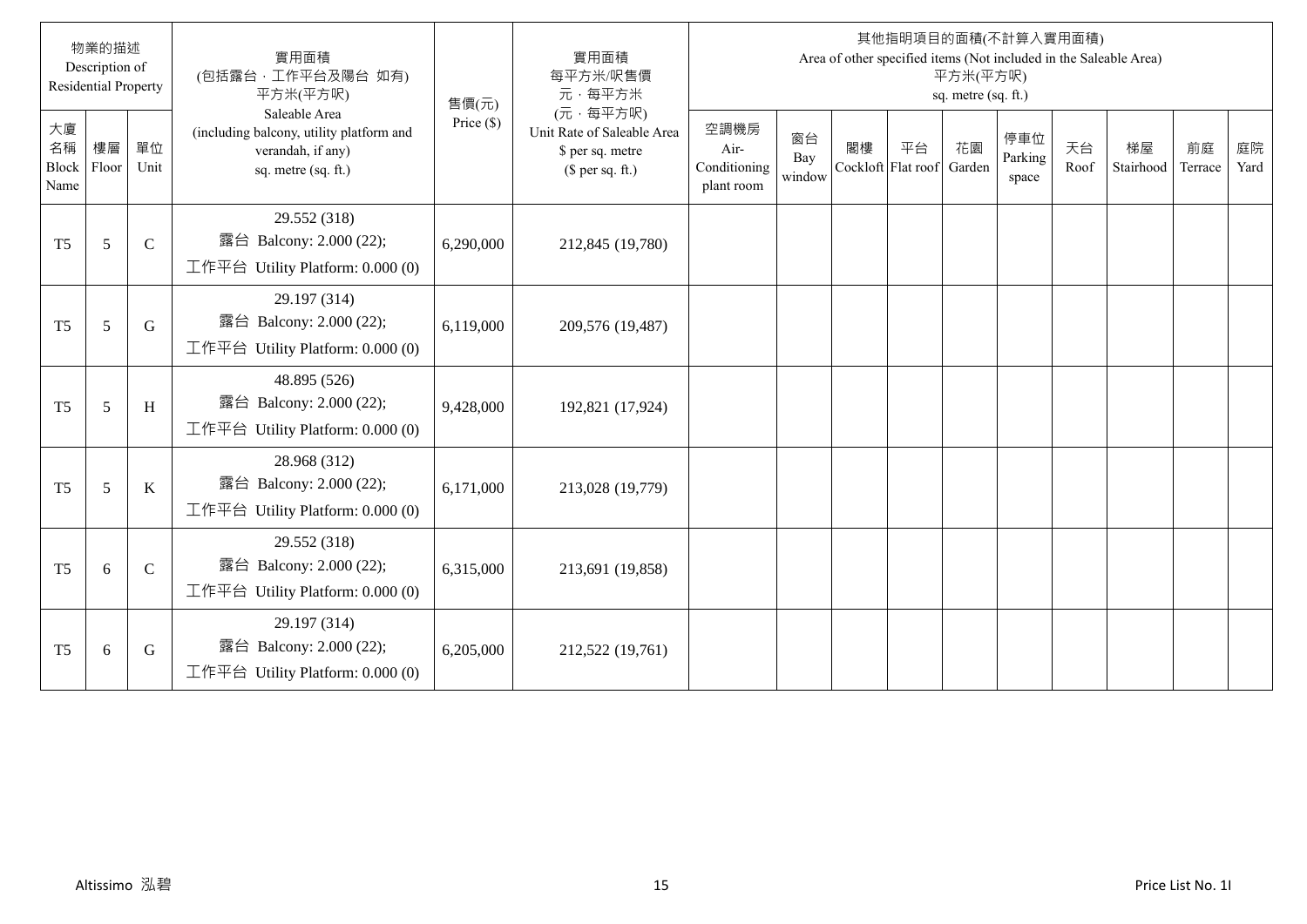| 物業的描述 Description of Residential Property | | | 實用面積 (包括露台，工作平台及陽台 如有) 平方米(平方呎) Saleable Area (including balcony, utility platform and verandah, if any) sq. metre (sq. ft.) | 售價(元) Price ($) | 實用面積 每平方米/呎售價 元，每平方米 (元，每平方呎) Unit Rate of Saleable Area $ per sq. metre ($ per sq. ft.) | 其他指明項目的面積(不計算入實用面積) Area of other specified items (Not included in the Saleable Area) 平方米(平方呎) sq. metre (sq. ft.) | | | | | | | | | |
|---|---|---|---|---|---|---|---|---|---|---|---|---|---|---|---|
| 大廈名稱 Block Name | 樓層 Floor | 單位 Unit | | | | 空調機房 Air-Conditioning plant room | 窗台 Bay window | 閣樓 Cockloft | 平台 Flat roof | 花園 Garden | 停車位 Parking space | 天台 Roof | 梯屋 Stairhood | 前庭 Terrace | 庭院 Yard |
| T5 | 5 | C | 29.552 (318) 露台 Balcony: 2.000 (22); 工作平台 Utility Platform: 0.000 (0) | 6,290,000 | 212,845 (19,780) | | | | | | | | | | |
| T5 | 5 | G | 29.197 (314) 露台 Balcony: 2.000 (22); 工作平台 Utility Platform: 0.000 (0) | 6,119,000 | 209,576 (19,487) | | | | | | | | | | |
| T5 | 5 | H | 48.895 (526) 露台 Balcony: 2.000 (22); 工作平台 Utility Platform: 0.000 (0) | 9,428,000 | 192,821 (17,924) | | | | | | | | | | |
| T5 | 5 | K | 28.968 (312) 露台 Balcony: 2.000 (22); 工作平台 Utility Platform: 0.000 (0) | 6,171,000 | 213,028 (19,779) | | | | | | | | | | |
| T5 | 6 | C | 29.552 (318) 露台 Balcony: 2.000 (22); 工作平台 Utility Platform: 0.000 (0) | 6,315,000 | 213,691 (19,858) | | | | | | | | | | |
| T5 | 6 | G | 29.197 (314) 露台 Balcony: 2.000 (22); 工作平台 Utility Platform: 0.000 (0) | 6,205,000 | 212,522 (19,761) | | | | | | | | | | |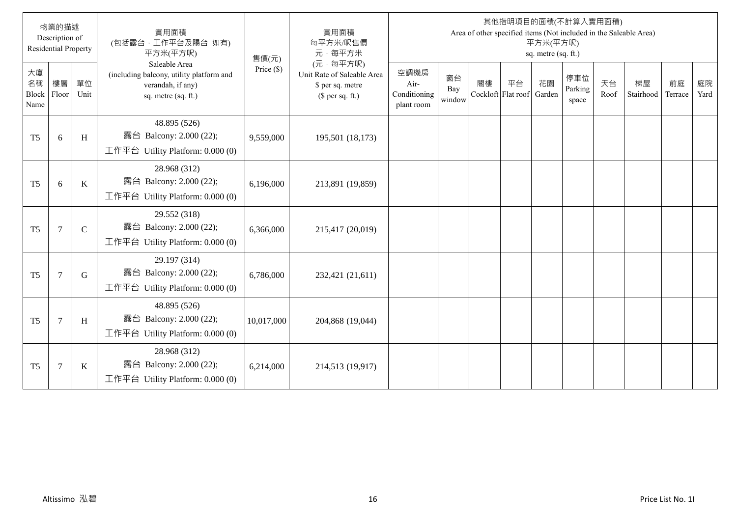| 物業的描述 Description of Residential Property | | | 實用面積 (包括露台，工作平台及陽台 如有) 平方米(平方呎) Saleable Area (including balcony, utility platform and verandah, if any) sq. metre (sq. ft.) | 售價(元) Price ($) | 實用面積 每平方米/呎售價 元，每平方米 (元，每平方呎) Unit Rate of Saleable Area $ per sq. metre ($ per sq. ft.) | 其他指明項目的面積(不計算入實用面積) Area of other specified items (Not included in the Saleable Area) 平方米(平方呎) sq. metre (sq. ft.) | | | | | | | | | |
|---|---|---|---|---|---|---|---|---|---|---|---|---|---|---|---|
| 大廈名稱 Block Name | 樓層 Floor | 單位 Unit | | | | 空調機房 Air-Conditioning plant room | 窗台 Bay window | 閣樓 Cockloft | 平台 Flat roof | 花園 Garden | 停車位 Parking space | 天台 Roof | 梯屋 Stairhood | 前庭 Terrace | 庭院 Yard |
| T5 | 6 | H | 48.895 (526) 露台 Balcony: 2.000 (22); 工作平台 Utility Platform: 0.000 (0) | 9,559,000 | 195,501 (18,173) | | | | | | | | | | |
| T5 | 6 | K | 28.968 (312) 露台 Balcony: 2.000 (22); 工作平台 Utility Platform: 0.000 (0) | 6,196,000 | 213,891 (19,859) | | | | | | | | | | |
| T5 | 7 | C | 29.552 (318) 露台 Balcony: 2.000 (22); 工作平台 Utility Platform: 0.000 (0) | 6,366,000 | 215,417 (20,019) | | | | | | | | | | |
| T5 | 7 | G | 29.197 (314) 露台 Balcony: 2.000 (22); 工作平台 Utility Platform: 0.000 (0) | 6,786,000 | 232,421 (21,611) | | | | | | | | | | |
| T5 | 7 | H | 48.895 (526) 露台 Balcony: 2.000 (22); 工作平台 Utility Platform: 0.000 (0) | 10,017,000 | 204,868 (19,044) | | | | | | | | | | |
| T5 | 7 | K | 28.968 (312) 露台 Balcony: 2.000 (22); 工作平台 Utility Platform: 0.000 (0) | 6,214,000 | 214,513 (19,917) | | | | | | | | | | |

Altissimo 泓碧

Price List No. 1I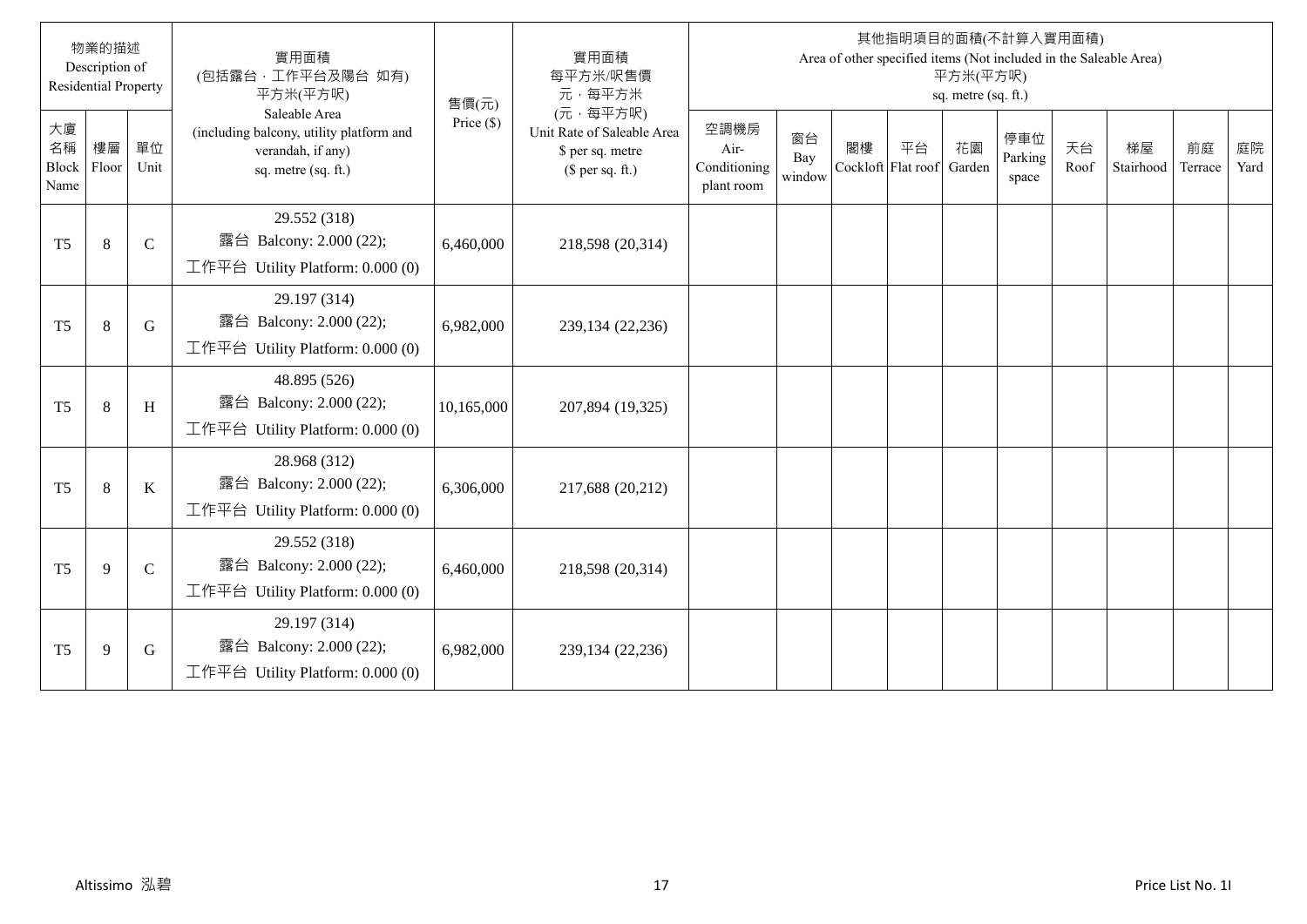| 物業的描述 Description of Residential Property | | | 實用面積 (包括露台，工作平台及陽台 如有) 平方米(平方呎) Saleable Area (including balcony, utility platform and verandah, if any) sq. metre (sq. ft.) | 售價(元) Price ($) | 實用面積 每平方米/呎售價 元，每平方米 (元，每平方呎) Unit Rate of Saleable Area $ per sq. metre ($ per sq. ft.) | 其他指明項目的面積(不計算入實用面積) Area of other specified items (Not included in the Saleable Area) 平方米(平方呎) sq. metre (sq. ft.) | | | | | | | | | |
|---|---|---|---|---|---|---|---|---|---|---|---|---|---|---|---|
| 大廈名稱 Block Name | 樓層 Floor | 單位 Unit | | | | 空調機房 Air-Conditioning plant room | 窗台 Bay window | 閣樓 Cockloft | 平台 Flat roof | 花園 Garden | 停車位 Parking space | 天台 Roof | 梯屋 Stairhood | 前庭 Terrace | 庭院 Yard |
| T5 | 8 | C | 29.552 (318) 露台 Balcony: 2.000 (22); 工作平台 Utility Platform: 0.000 (0) | 6,460,000 | 218,598 (20,314) | | | | | | | | | | |
| T5 | 8 | G | 29.197 (314) 露台 Balcony: 2.000 (22); 工作平台 Utility Platform: 0.000 (0) | 6,982,000 | 239,134 (22,236) | | | | | | | | | | |
| T5 | 8 | H | 48.895 (526) 露台 Balcony: 2.000 (22); 工作平台 Utility Platform: 0.000 (0) | 10,165,000 | 207,894 (19,325) | | | | | | | | | | |
| T5 | 8 | K | 28.968 (312) 露台 Balcony: 2.000 (22); 工作平台 Utility Platform: 0.000 (0) | 6,306,000 | 217,688 (20,212) | | | | | | | | | | |
| T5 | 9 | C | 29.552 (318) 露台 Balcony: 2.000 (22); 工作平台 Utility Platform: 0.000 (0) | 6,460,000 | 218,598 (20,314) | | | | | | | | | | |
| T5 | 9 | G | 29.197 (314) 露台 Balcony: 2.000 (22); 工作平台 Utility Platform: 0.000 (0) | 6,982,000 | 239,134 (22,236) | | | | | | | | | | |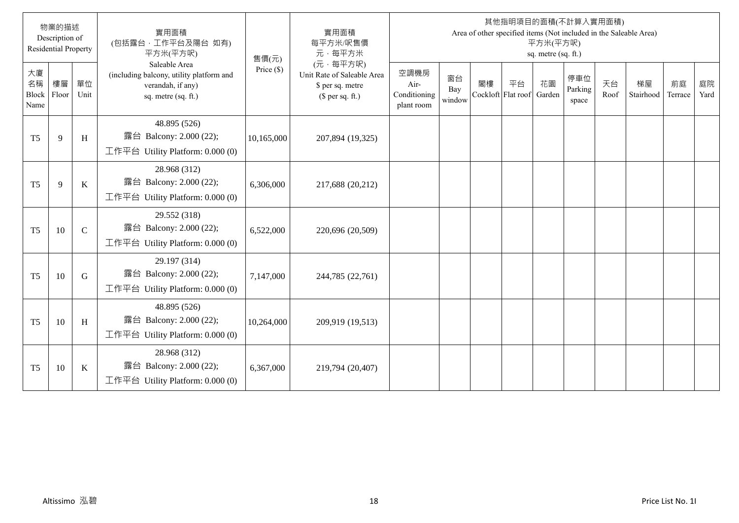| 物業的描述 Description of Residential Property | | | 實用面積 (包括露台，工作平台及陽台 如有) 平方米(平方呎) Saleable Area (including balcony, utility platform and verandah, if any) sq. metre (sq. ft.) | 售價(元) Price ($) | 實用面積 每平方米/呎售價 元，每平方米 (元，每平方呎) Unit Rate of Saleable Area $ per sq. metre ($ per sq. ft.) | 其他指明項目的面積(不計算入實用面積) Area of other specified items (Not included in the Saleable Area) 平方米(平方呎) sq. metre (sq. ft.) | | | | | | | | | |
|---|---|---|---|---|---|---|---|---|---|---|---|---|---|---|---|
| 大廈名稱 Block Name | 樓層 Floor | 單位 Unit | | | | 空調機房 Air-Conditioning plant room | 窗台 Bay window | 閣樓 Cockloft | 平台 Flat roof | 花園 Garden | 停車位 Parking space | 天台 Roof | 梯屋 Stairhood | 前庭 Terrace | 庭院 Yard |
| T5 | 9 | H | 48.895 (526) 露台 Balcony: 2.000 (22); 工作平台 Utility Platform: 0.000 (0) | 10,165,000 | 207,894 (19,325) | | | | | | | | | | |
| T5 | 9 | K | 28.968 (312) 露台 Balcony: 2.000 (22); 工作平台 Utility Platform: 0.000 (0) | 6,306,000 | 217,688 (20,212) | | | | | | | | | | |
| T5 | 10 | C | 29.552 (318) 露台 Balcony: 2.000 (22); 工作平台 Utility Platform: 0.000 (0) | 6,522,000 | 220,696 (20,509) | | | | | | | | | | |
| T5 | 10 | G | 29.197 (314) 露台 Balcony: 2.000 (22); 工作平台 Utility Platform: 0.000 (0) | 7,147,000 | 244,785 (22,761) | | | | | | | | | | |
| T5 | 10 | H | 48.895 (526) 露台 Balcony: 2.000 (22); 工作平台 Utility Platform: 0.000 (0) | 10,264,000 | 209,919 (19,513) | | | | | | | | | | |
| T5 | 10 | K | 28.968 (312) 露台 Balcony: 2.000 (22); 工作平台 Utility Platform: 0.000 (0) | 6,367,000 | 219,794 (20,407) | | | | | | | | | | |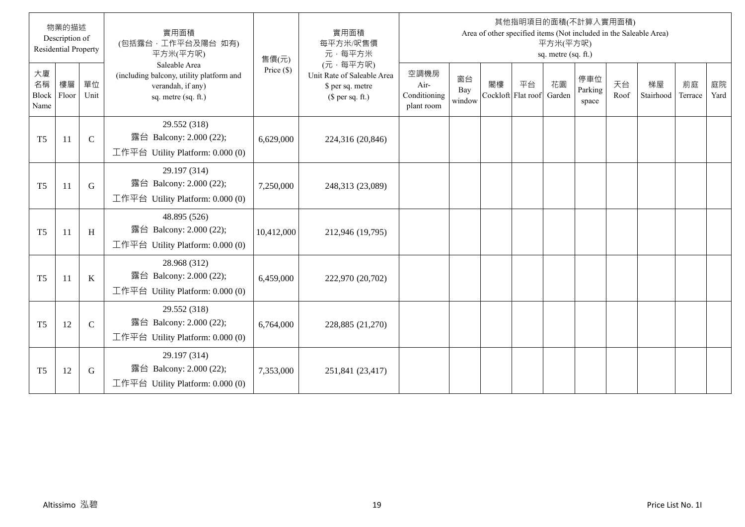| 物業的描述 Description of Residential Property | | | 實用面積 (包括露台，工作平台及陽台 如有) 平方米(平方呎) Saleable Area (including balcony, utility platform and verandah, if any) sq. metre (sq. ft.) | 售價(元) Price ($) | 實用面積 每平方米/呎售價 元，每平方米 (元，每平方呎) Unit Rate of Saleable Area $ per sq. metre ($ per sq. ft.) | 其他指明項目的面積(不計算入實用面積) Area of other specified items (Not included in the Saleable Area) 平方米(平方呎) sq. metre (sq. ft.) | | | | | | | | | |
|---|---|---|---|---|---|---|---|---|---|---|---|---|---|---|---|
| 大廈名稱 Block Name | 樓層 Floor | 單位 Unit | | | | 空調機房 Air-Conditioning plant room | 窗台 Bay window | 閣樓 Cockloft | 平台 Flat roof | 花園 Garden | 停車位 Parking space | 天台 Roof | 梯屋 Stairhood | 前庭 Terrace | 庭院 Yard |
| T5 | 11 | C | 29.552 (318) 露台 Balcony: 2.000 (22); 工作平台 Utility Platform: 0.000 (0) | 6,629,000 | 224,316 (20,846) | | | | | | | | | | |
| T5 | 11 | G | 29.197 (314) 露台 Balcony: 2.000 (22); 工作平台 Utility Platform: 0.000 (0) | 7,250,000 | 248,313 (23,089) | | | | | | | | | | |
| T5 | 11 | H | 48.895 (526) 露台 Balcony: 2.000 (22); 工作平台 Utility Platform: 0.000 (0) | 10,412,000 | 212,946 (19,795) | | | | | | | | | | |
| T5 | 11 | K | 28.968 (312) 露台 Balcony: 2.000 (22); 工作平台 Utility Platform: 0.000 (0) | 6,459,000 | 222,970 (20,702) | | | | | | | | | | |
| T5 | 12 | C | 29.552 (318) 露台 Balcony: 2.000 (22); 工作平台 Utility Platform: 0.000 (0) | 6,764,000 | 228,885 (21,270) | | | | | | | | | | |
| T5 | 12 | G | 29.197 (314) 露台 Balcony: 2.000 (22); 工作平台 Utility Platform: 0.000 (0) | 7,353,000 | 251,841 (23,417) | | | | | | | | | | |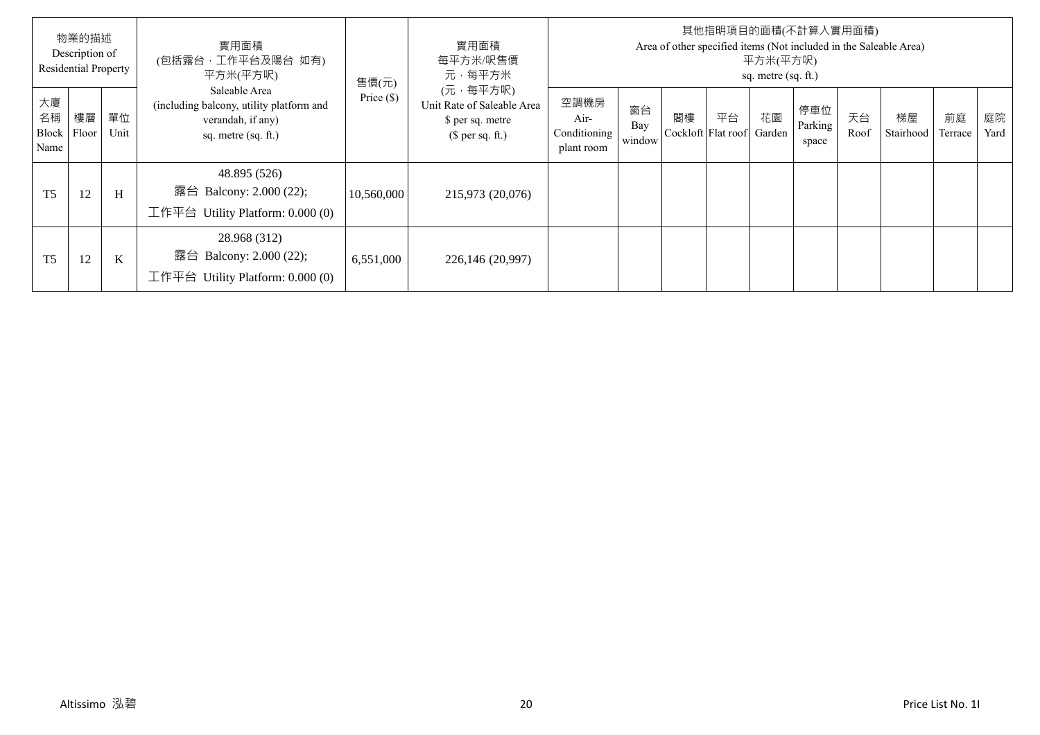| 物業的描述 Description of Residential Property | | | 實用面積 (包括露台，工作平台及陽台 如有) 平方米(平方呎) Saleable Area (including balcony, utility platform and verandah, if any) sq. metre (sq. ft.) | 售價(元) Price ($) | 實用面積 每平方米/呎售價 元，每平方米 (元，每平方呎) Unit Rate of Saleable Area $ per sq. metre ($ per sq. ft.) | 其他指明項目的面積(不計算入實用面積) Area of other specified items (Not included in the Saleable Area) 平方米(平方呎) sq. metre (sq. ft.) | | | | | | | | | |
|---|---|---|---|---|---|---|---|---|---|---|---|---|---|---|---|
| 大廈名稱 Block Name | 樓層 Floor | 單位 Unit | | | | 空調機房 Air-Conditioning plant room | 窗台 Bay window | 閣樓 Cockloft | 平台 Flat roof | 花園 Garden | 停車位 Parking space | 天台 Roof | 梯屋 Stairhood | 前庭 Terrace | 庭院 Yard |
| T5 | 12 | H | 48.895 (526) 露台 Balcony: 2.000 (22); 工作平台 Utility Platform: 0.000 (0) | 10,560,000 | 215,973 (20,076) | | | | | | | | | | |
| T5 | 12 | K | 28.968 (312) 露台 Balcony: 2.000 (22); 工作平台 Utility Platform: 0.000 (0) | 6,551,000 | 226,146 (20,997) | | | | | | | | | | |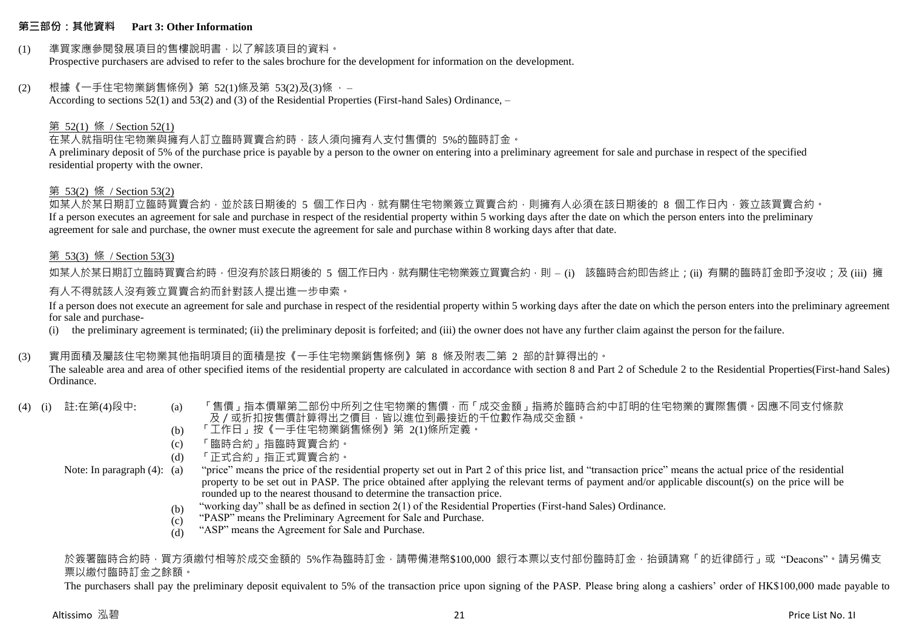## 第三部份：其他資料 Part 3: Other Information

(1) 準買家應參閱發展項目的售樓說明書，以了解該項目的資料。
Prospective purchasers are advised to refer to the sales brochure for the development for information on the development.

(2) 根據《一手住宅物業銷售條例》第 52(1)條及第 53(2)及(3)條 ， –
According to sections 52(1) and 53(2) and (3) of the Residential Properties (First-hand Sales) Ordinance, –

第 52(1) 條 / Section 52(1)

在某人就指明住宅物業與擁有人訂立臨時買賣合約時，該人須向擁有人支付售價的 5%的臨時訂金。
A preliminary deposit of 5% of the purchase price is payable by a person to the owner on entering into a preliminary agreement for sale and purchase in respect of the specified residential property with the owner.

第 53(2) 條 / Section 53(2)

如某人於某日期訂立臨時買賣合約，並於該日期後的 5 個工作日內，就有關住宅物業簽立買賣合約，則擁有人必須在該日期後的 8 個工作日內，簽立該買賣合約。
If a person executes an agreement for sale and purchase in respect of the residential property within 5 working days after the date on which the person enters into the preliminary agreement for sale and purchase, the owner must execute the agreement for sale and purchase within 8 working days after that date.

第 53(3) 條 / Section 53(3)

如某人於某日期訂立臨時買賣合約時，但沒有於該日期後的 5 個工作日內，就有關住宅物業簽立買賣合約，則 – (i) 該臨時合約即告終止；(ii) 有關的臨時訂金即予沒收；及 (iii) 擁有人不得就該人沒有簽立買賣合約而針對該人提出進一步申索。

If a person does not execute an agreement for sale and purchase in respect of the residential property within 5 working days after the date on which the person enters into the preliminary agreement for sale and purchase-

(i) the preliminary agreement is terminated; (ii) the preliminary deposit is forfeited; and (iii) the owner does not have any further claim against the person for the failure.

(3) 實用面積及屬該住宅物業其他指明項目的面積是按《一手住宅物業銷售條例》第 8 條及附表二第 2 部的計算得出的。
The saleable area and area of other specified items of the residential property are calculated in accordance with section 8 and Part 2 of Schedule 2 to the Residential Properties(First-hand Sales) Ordinance.

(4) (i) 註:在第(4)段中:

(a) 「售價」指本價單第二部份中所列之住宅物業的售價，而「成交金額」指將於臨時合約中訂明的住宅物業的實際售價。因應不同支付條款及／或折扣按售價計算得出之價目，皆以進位到最接近的千位數作為成交金額。
(b) 「工作日」按《一手住宅物業銷售條例》第 2(1)條所定義。
(c) 「臨時合約」指臨時買賣合約。
(d) 「正式合約」指正式買賣合約。

Note: In paragraph (4):

(a) "price" means the price of the residential property set out in Part 2 of this price list, and "transaction price" means the actual price of the residential property to be set out in PASP. The price obtained after applying the relevant terms of payment and/or applicable discount(s) on the price will be rounded up to the nearest thousand to determine the transaction price.
(b) "working day" shall be as defined in section 2(1) of the Residential Properties (First-hand Sales) Ordinance.
(c) "PASP" means the Preliminary Agreement for Sale and Purchase.
(d) "ASP" means the Agreement for Sale and Purchase.

於簽署臨時合約時，買方須繳付相等於成交金額的 5%作為臨時訂金，請帶備港幣$100,000 銀行本票以支付部份臨時訂金，抬頭請寫「的近律師行」或 "Deacons"。請另備支票以繳付臨時訂金之餘額。

The purchasers shall pay the preliminary deposit equivalent to 5% of the transaction price upon signing of the PASP. Please bring along a cashiers' order of HK$100,000 made payable to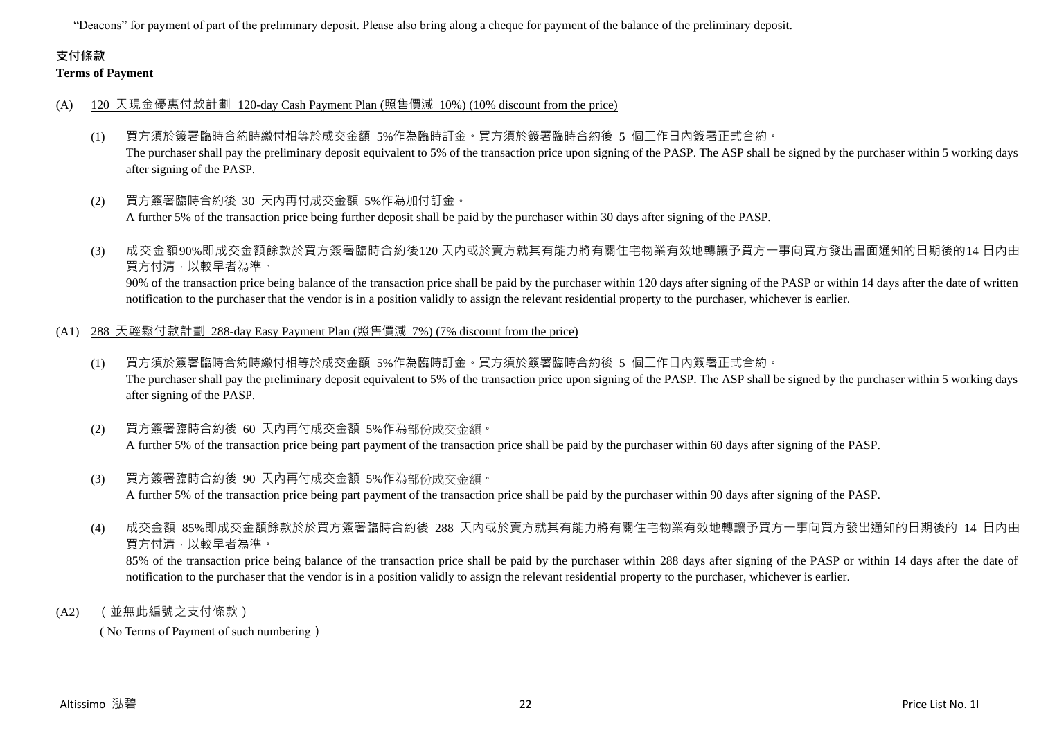"Deacons" for payment of part of the preliminary deposit. Please also bring along a cheque for payment of the balance of the preliminary deposit.

**支付條款**

**Terms of Payment**

(A) 120 天現金優惠付款計劃 120-day Cash Payment Plan (照售價減 10%) (10% discount from the price)

(1) 買方須於簽署臨時合約時繳付相等於成交金額 5%作為臨時訂金。買方須於簽署臨時合約後 5 個工作日內簽署正式合約。
The purchaser shall pay the preliminary deposit equivalent to 5% of the transaction price upon signing of the PASP. The ASP shall be signed by the purchaser within 5 working days after signing of the PASP.

(2) 買方簽署臨時合約後 30 天內再付成交金額 5%作為加付訂金。
A further 5% of the transaction price being further deposit shall be paid by the purchaser within 30 days after signing of the PASP.

(3) 成交金額90%即成交金額餘款於買方簽署臨時合約後120 天內或於賣方就其有能力將有關住宅物業有效地轉讓予買方一事向買方發出書面通知的日期後的14 日內由買方付清，以較早者為準。
90% of the transaction price being balance of the transaction price shall be paid by the purchaser within 120 days after signing of the PASP or within 14 days after the date of written notification to the purchaser that the vendor is in a position validly to assign the relevant residential property to the purchaser, whichever is earlier.

(A1) 288 天輕鬆付款計劃 288-day Easy Payment Plan (照售價減 7%) (7% discount from the price)

(1) 買方須於簽署臨時合約時繳付相等於成交金額 5%作為臨時訂金。買方須於簽署臨時合約後 5 個工作日內簽署正式合約。
The purchaser shall pay the preliminary deposit equivalent to 5% of the transaction price upon signing of the PASP. The ASP shall be signed by the purchaser within 5 working days after signing of the PASP.

(2) 買方簽署臨時合約後 60 天內再付成交金額 5%作為部份成交金額。
A further 5% of the transaction price being part payment of the transaction price shall be paid by the purchaser within 60 days after signing of the PASP.

(3) 買方簽署臨時合約後 90 天內再付成交金額 5%作為部份成交金額。
A further 5% of the transaction price being part payment of the transaction price shall be paid by the purchaser within 90 days after signing of the PASP.

(4) 成交金額 85%即成交金額餘款於於買方簽署臨時合約後 288 天內或於賣方就其有能力將有關住宅物業有效地轉讓予買方一事向買方發出通知的日期後的 14 日內由買方付清，以較早者為準。
85% of the transaction price being balance of the transaction price shall be paid by the purchaser within 288 days after signing of the PASP or within 14 days after the date of notification to the purchaser that the vendor is in a position validly to assign the relevant residential property to the purchaser, whichever is earlier.

(A2) （並無此編號之支付條款）
（No Terms of Payment of such numbering）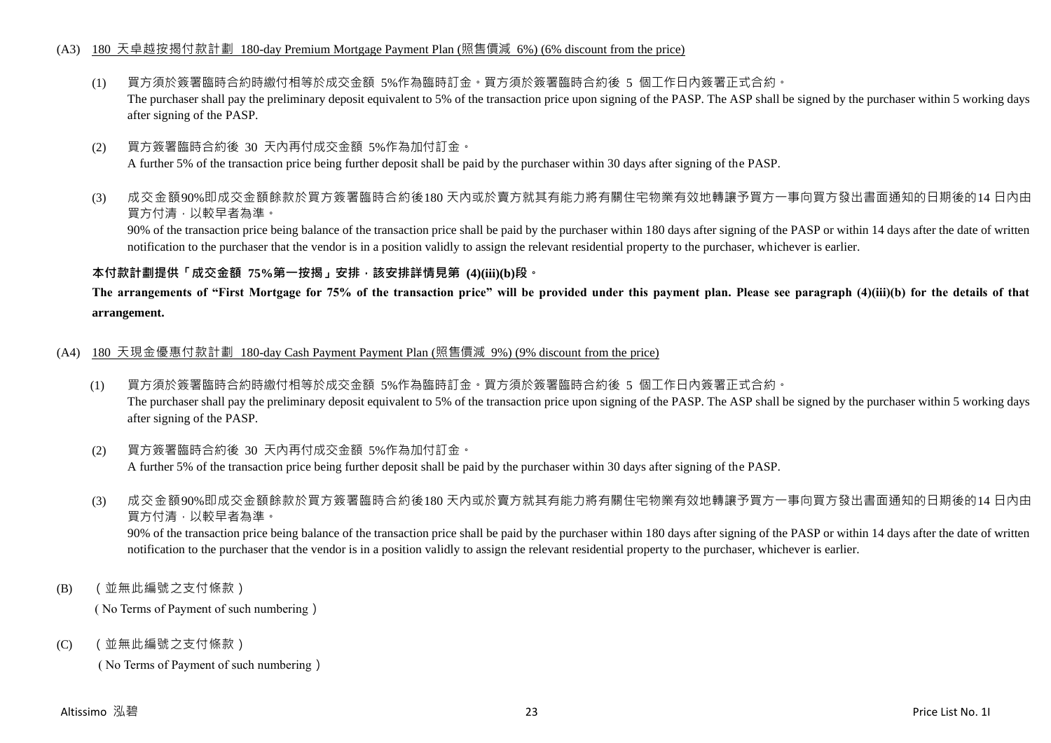(A3) <u>180 天卓越按揭付款計劃 180-day Premium Mortgage Payment Plan (照售價減 6%) (6% discount from the price)</u>

(1) 買方須於簽署臨時合約時繳付相等於成交金額 5%作為臨時訂金。買方須於簽署臨時合約後 5 個工作日內簽署正式合約。
The purchaser shall pay the preliminary deposit equivalent to 5% of the transaction price upon signing of the PASP. The ASP shall be signed by the purchaser within 5 working days after signing of the PASP.

(2) 買方簽署臨時合約後 30 天內再付成交金額 5%作為加付訂金。
A further 5% of the transaction price being further deposit shall be paid by the purchaser within 30 days after signing of the PASP.

(3) 成交金額90%即成交金額餘款於買方簽署臨時合約後180 天內或於賣方就其有能力將有關住宅物業有效地轉讓予買方一事向買方發出書面通知的日期後的14 日內由買方付清，以較早者為準。
90% of the transaction price being balance of the transaction price shall be paid by the purchaser within 180 days after signing of the PASP or within 14 days after the date of written notification to the purchaser that the vendor is in a position validly to assign the relevant residential property to the purchaser, whichever is earlier.

**本付款計劃提供「成交金額 75%第一按揭」安排，該安排詳情見第 (4)(iii)(b)段。**

**The arrangements of "First Mortgage for 75% of the transaction price" will be provided under this payment plan. Please see paragraph (4)(iii)(b) for the details of that arrangement.**

(A4) <u>180 天現金優惠付款計劃 180-day Cash Payment Payment Plan (照售價減 9%) (9% discount from the price)</u>

(1) 買方須於簽署臨時合約時繳付相等於成交金額 5%作為臨時訂金。買方須於簽署臨時合約後 5 個工作日內簽署正式合約。
The purchaser shall pay the preliminary deposit equivalent to 5% of the transaction price upon signing of the PASP. The ASP shall be signed by the purchaser within 5 working days after signing of the PASP.

(2) 買方簽署臨時合約後 30 天內再付成交金額 5%作為加付訂金。
A further 5% of the transaction price being further deposit shall be paid by the purchaser within 30 days after signing of the PASP.

(3) 成交金額90%即成交金額餘款於買方簽署臨時合約後180 天內或於賣方就其有能力將有關住宅物業有效地轉讓予買方一事向買方發出書面通知的日期後的14 日內由買方付清，以較早者為準。
90% of the transaction price being balance of the transaction price shall be paid by the purchaser within 180 days after signing of the PASP or within 14 days after the date of written notification to the purchaser that the vendor is in a position validly to assign the relevant residential property to the purchaser, whichever is earlier.

(B) （並無此編號之支付條款）
（No Terms of Payment of such numbering）

(C) （並無此編號之支付條款）
（No Terms of Payment of such numbering）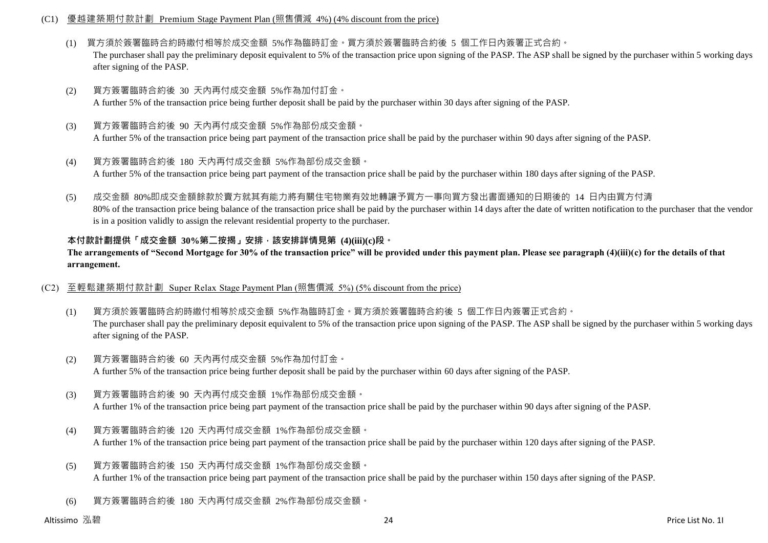(C1) 優越建築期付款計劃 Premium Stage Payment Plan (照售價減 4%) (4% discount from the price)

(1) 買方須於簽署臨時合約時繳付相等於成交金額 5%作為臨時訂金。買方須於簽署臨時合約後 5 個工作日內簽署正式合約。
The purchaser shall pay the preliminary deposit equivalent to 5% of the transaction price upon signing of the PASP. The ASP shall be signed by the purchaser within 5 working days after signing of the PASP.

(2) 買方簽署臨時合約後 30 天內再付成交金額 5%作為加付訂金。
A further 5% of the transaction price being further deposit shall be paid by the purchaser within 30 days after signing of the PASP.

(3) 買方簽署臨時合約後 90 天內再付成交金額 5%作為部份成交金額。
A further 5% of the transaction price being part payment of the transaction price shall be paid by the purchaser within 90 days after signing of the PASP.

(4) 買方簽署臨時合約後 180 天內再付成交金額 5%作為部份成交金額。
A further 5% of the transaction price being part payment of the transaction price shall be paid by the purchaser within 180 days after signing of the PASP.

(5) 成交金額 80%即成交金額餘款於賣方就其有能力將有關住宅物業有效地轉讓予買方一事向買方發出書面通知的日期後的 14 日內由買方付清
80% of the transaction price being balance of the transaction price shall be paid by the purchaser within 14 days after the date of written notification to the purchaser that the vendor is in a position validly to assign the relevant residential property to the purchaser.

**本付款計劃提供「成交金額 30%第二按揭」安排，該安排詳情見第 (4)(iii)(c)段。**
**The arrangements of "Second Mortgage for 30% of the transaction price" will be provided under this payment plan. Please see paragraph (4)(iii)(c) for the details of that arrangement.**

(C2) 至輕鬆建築期付款計劃 Super Relax Stage Payment Plan (照售價減 5%) (5% discount from the price)

(1) 買方須於簽署臨時合約時繳付相等於成交金額 5%作為臨時訂金。買方須於簽署臨時合約後 5 個工作日內簽署正式合約。
The purchaser shall pay the preliminary deposit equivalent to 5% of the transaction price upon signing of the PASP. The ASP shall be signed by the purchaser within 5 working days after signing of the PASP.

(2) 買方簽署臨時合約後 60 天內再付成交金額 5%作為加付訂金。
A further 5% of the transaction price being further deposit shall be paid by the purchaser within 60 days after signing of the PASP.

(3) 買方簽署臨時合約後 90 天內再付成交金額 1%作為部份成交金額。
A further 1% of the transaction price being part payment of the transaction price shall be paid by the purchaser within 90 days after signing of the PASP.

(4) 買方簽署臨時合約後 120 天內再付成交金額 1%作為部份成交金額。
A further 1% of the transaction price being part payment of the transaction price shall be paid by the purchaser within 120 days after signing of the PASP.

(5) 買方簽署臨時合約後 150 天內再付成交金額 1%作為部份成交金額。
A further 1% of the transaction price being part payment of the transaction price shall be paid by the purchaser within 150 days after signing of the PASP.

(6) 買方簽署臨時合約後 180 天內再付成交金額 2%作為部份成交金額。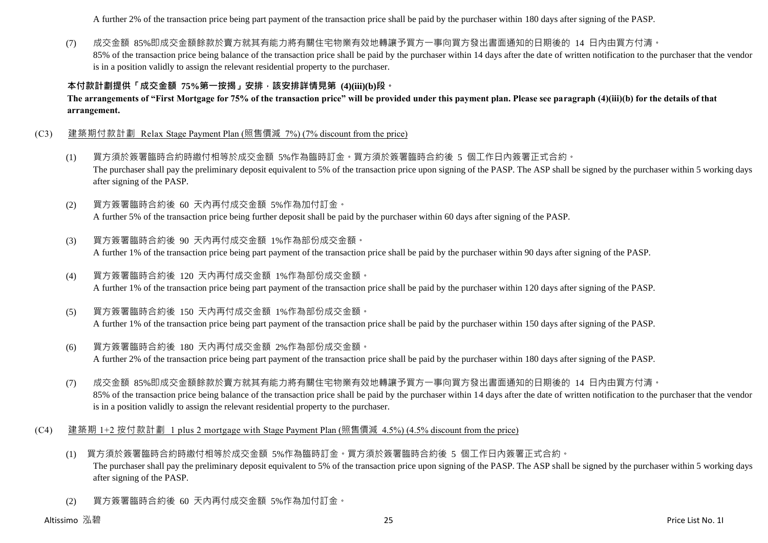A further 2% of the transaction price being part payment of the transaction price shall be paid by the purchaser within 180 days after signing of the PASP.

(7) 成交金額 85%即成交金額餘款於賣方就其有能力將有關住宅物業有效地轉讓予買方一事向買方發出書面通知的日期後的 14 日內由買方付清。
85% of the transaction price being balance of the transaction price shall be paid by the purchaser within 14 days after the date of written notification to the purchaser that the vendor is in a position validly to assign the relevant residential property to the purchaser.

**本付款計劃提供「成交金額 75%第一按揭」安排，該安排詳情見第 (4)(iii)(b)段。**
**The arrangements of "First Mortgage for 75% of the transaction price" will be provided under this payment plan. Please see paragraph (4)(iii)(b) for the details of that arrangement.**

(C3) 建築期付款計劃 Relax Stage Payment Plan (照售價減 7%) (7% discount from the price)

(1) 買方須於簽署臨時合約時繳付相等於成交金額 5%作為臨時訂金。買方須於簽署臨時合約後 5 個工作日內簽署正式合約。
The purchaser shall pay the preliminary deposit equivalent to 5% of the transaction price upon signing of the PASP. The ASP shall be signed by the purchaser within 5 working days after signing of the PASP.

(2) 買方簽署臨時合約後 60 天內再付成交金額 5%作為加付訂金。
A further 5% of the transaction price being further deposit shall be paid by the purchaser within 60 days after signing of the PASP.

(3) 買方簽署臨時合約後 90 天內再付成交金額 1%作為部份成交金額。
A further 1% of the transaction price being part payment of the transaction price shall be paid by the purchaser within 90 days after signing of the PASP.

(4) 買方簽署臨時合約後 120 天內再付成交金額 1%作為部份成交金額。
A further 1% of the transaction price being part payment of the transaction price shall be paid by the purchaser within 120 days after signing of the PASP.

(5) 買方簽署臨時合約後 150 天內再付成交金額 1%作為部份成交金額。
A further 1% of the transaction price being part payment of the transaction price shall be paid by the purchaser within 150 days after signing of the PASP.

(6) 買方簽署臨時合約後 180 天內再付成交金額 2%作為部份成交金額。
A further 2% of the transaction price being part payment of the transaction price shall be paid by the purchaser within 180 days after signing of the PASP.

(7) 成交金額 85%即成交金額餘款於賣方就其有能力將有關住宅物業有效地轉讓予買方一事向買方發出書面通知的日期後的 14 日內由買方付清。
85% of the transaction price being balance of the transaction price shall be paid by the purchaser within 14 days after the date of written notification to the purchaser that the vendor is in a position validly to assign the relevant residential property to the purchaser.

(C4) 建築期 1+2 按付款計劃 1 plus 2 mortgage with Stage Payment Plan (照售價減 4.5%) (4.5% discount from the price)

(1) 買方須於簽署臨時合約時繳付相等於成交金額 5%作為臨時訂金。買方須於簽署臨時合約後 5 個工作日內簽署正式合約。
The purchaser shall pay the preliminary deposit equivalent to 5% of the transaction price upon signing of the PASP. The ASP shall be signed by the purchaser within 5 working days after signing of the PASP.

(2) 買方簽署臨時合約後 60 天內再付成交金額 5%作為加付訂金。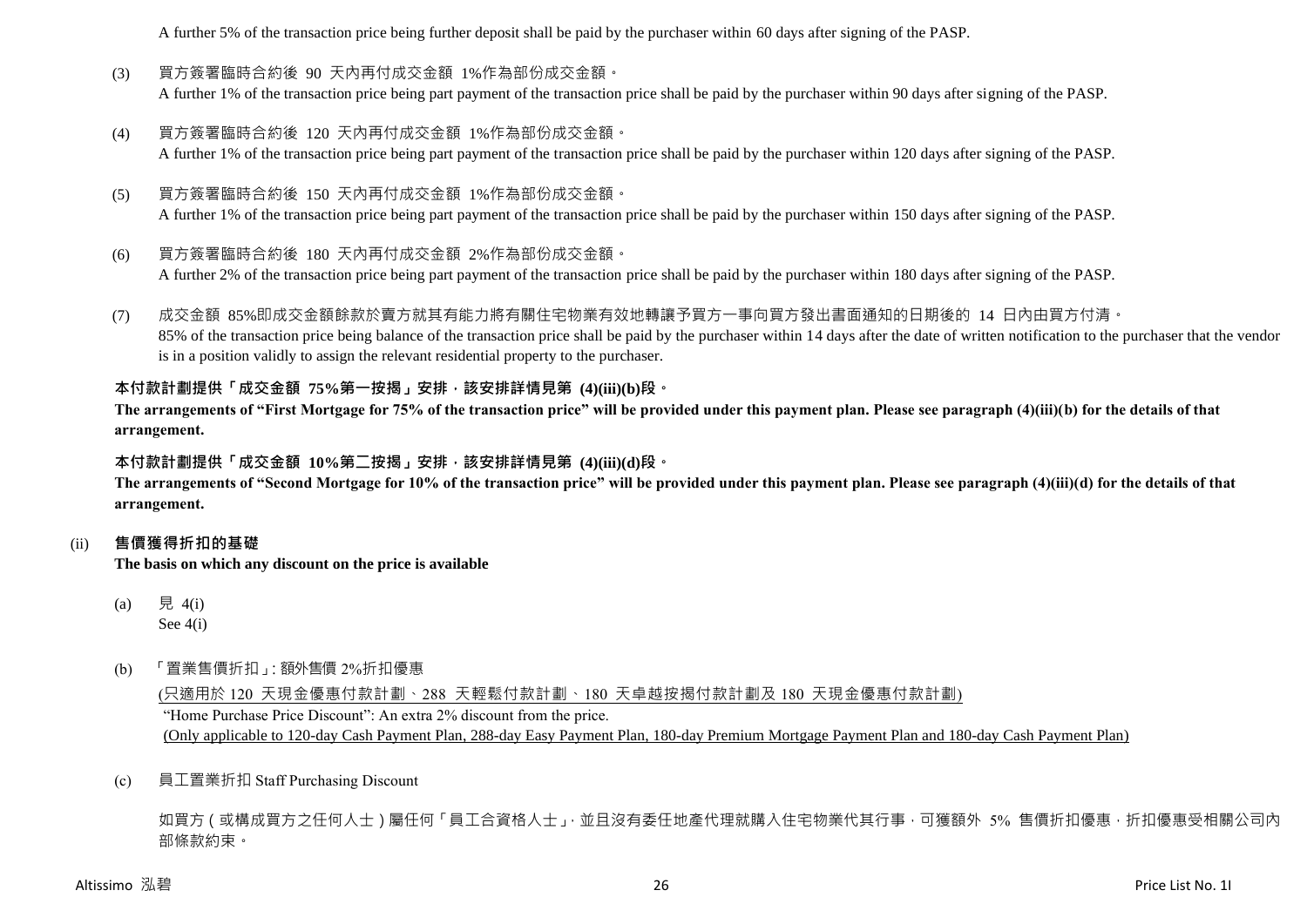A further 5% of the transaction price being further deposit shall be paid by the purchaser within 60 days after signing of the PASP.

(3) 買方簽署臨時合約後 90 天內再付成交金額 1%作為部份成交金額。
A further 1% of the transaction price being part payment of the transaction price shall be paid by the purchaser within 90 days after signing of the PASP.

(4) 買方簽署臨時合約後 120 天內再付成交金額 1%作為部份成交金額。
A further 1% of the transaction price being part payment of the transaction price shall be paid by the purchaser within 120 days after signing of the PASP.

(5) 買方簽署臨時合約後 150 天內再付成交金額 1%作為部份成交金額。
A further 1% of the transaction price being part payment of the transaction price shall be paid by the purchaser within 150 days after signing of the PASP.

(6) 買方簽署臨時合約後 180 天內再付成交金額 2%作為部份成交金額。
A further 2% of the transaction price being part payment of the transaction price shall be paid by the purchaser within 180 days after signing of the PASP.

(7) 成交金額 85%即成交金額餘款於賣方就其有能力將有關住宅物業有效地轉讓予買方一事向買方發出書面通知的日期後的 14 日內由買方付清。
85% of the transaction price being balance of the transaction price shall be paid by the purchaser within 14 days after the date of written notification to the purchaser that the vendor is in a position validly to assign the relevant residential property to the purchaser.

**本付款計劃提供「成交金額 75%第一按揭」安排，該安排詳情見第 (4)(iii)(b)段。**
**The arrangements of "First Mortgage for 75% of the transaction price" will be provided under this payment plan. Please see paragraph (4)(iii)(b) for the details of that arrangement.**

**本付款計劃提供「成交金額 10%第二按揭」安排，該安排詳情見第 (4)(iii)(d)段。**
**The arrangements of "Second Mortgage for 10% of the transaction price" will be provided under this payment plan. Please see paragraph (4)(iii)(d) for the details of that arrangement.**

(ii) **售價獲得折扣的基礎**
**The basis on which any discount on the price is available**

(a) 見 4(i)
See 4(i)

(b) 「置業售價折扣」: 額外售價 2%折扣優惠
<u>(只適用於 120 天現金優惠付款計劃、288 天輕鬆付款計劃、180 天卓越按揭付款計劃及 180 天現金優惠付款計劃)</u>
"Home Purchase Price Discount": An extra 2% discount from the price.
<u>(Only applicable to 120-day Cash Payment Plan, 288-day Easy Payment Plan, 180-day Premium Mortgage Payment Plan and 180-day Cash Payment Plan)</u>

(c) 員工置業折扣 Staff Purchasing Discount

如買方（或構成買方之任何人士）屬任何「員工合資格人士」，並且沒有委任地產代理就購入住宅物業代其行事，可獲額外 5% 售價折扣優惠，折扣優惠受相關公司內部條款約束。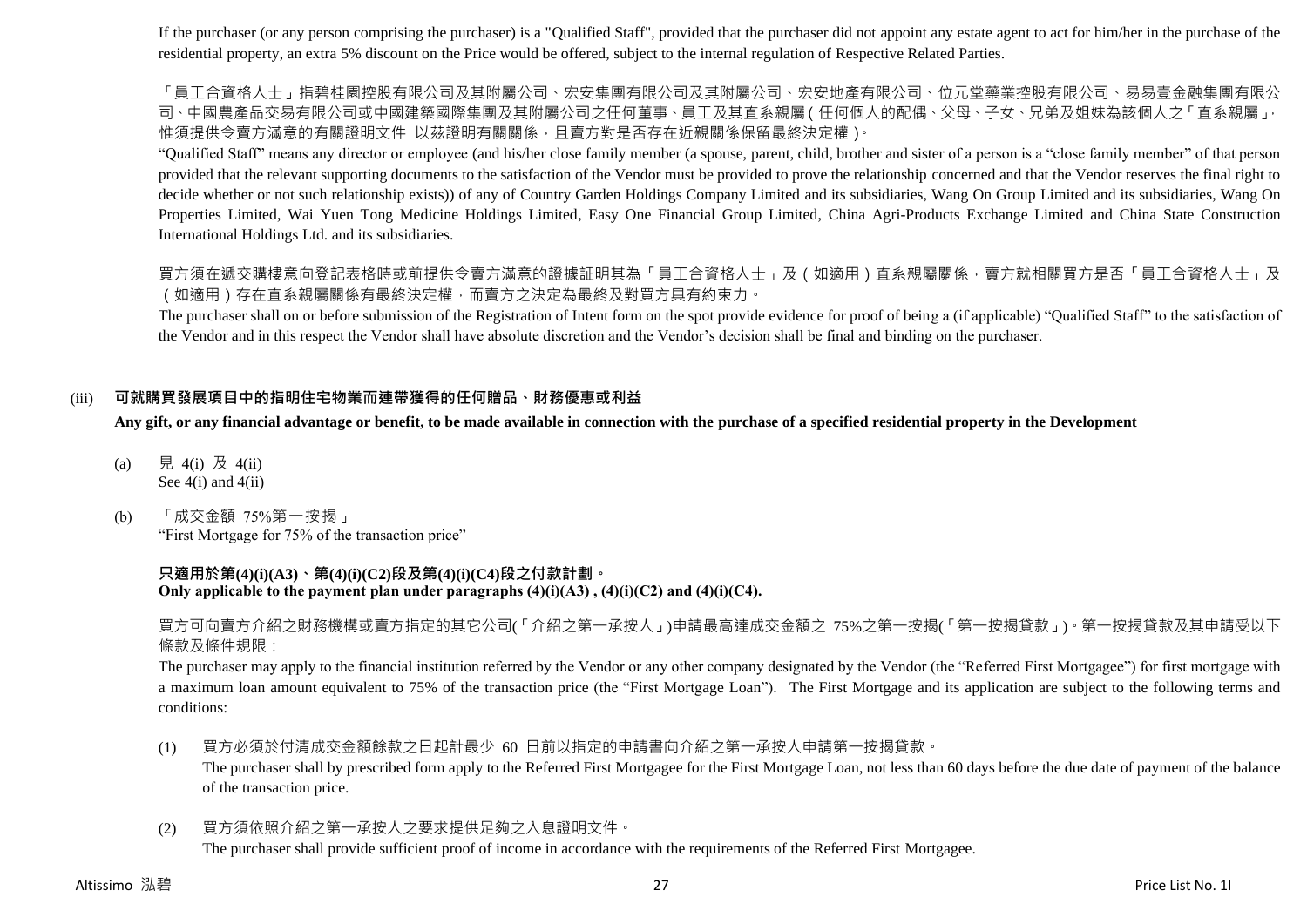If the purchaser (or any person comprising the purchaser) is a "Qualified Staff", provided that the purchaser did not appoint any estate agent to act for him/her in the purchase of the residential property, an extra 5% discount on the Price would be offered, subject to the internal regulation of Respective Related Parties.

「員工合資格人士」指碧桂園控股有限公司及其附屬公司、宏安集團有限公司及其附屬公司、宏安地產有限公司、位元堂藥業控股有限公司、易易壹金融集團有限公司、中國農產品交易有限公司或中國建築國際集團及其附屬公司之任何董事、員工及其直系親屬(任何個人的配偶、父母、子女、兄弟及姐妹為該個人之「直系親屬」，惟須提供令賣方滿意的有關證明文件 以茲證明有關關係，且賣方對是否存在近親關係保留最終決定權)。

"Qualified Staff" means any director or employee (and his/her close family member (a spouse, parent, child, brother and sister of a person is a "close family member" of that person provided that the relevant supporting documents to the satisfaction of the Vendor must be provided to prove the relationship concerned and that the Vendor reserves the final right to decide whether or not such relationship exists)) of any of Country Garden Holdings Company Limited and its subsidiaries, Wang On Group Limited and its subsidiaries, Wang On Properties Limited, Wai Yuen Tong Medicine Holdings Limited, Easy One Financial Group Limited, China Agri-Products Exchange Limited and China State Construction International Holdings Ltd. and its subsidiaries.

買方須在遞交購樓意向登記表格時或前提供令賣方滿意的證據証明其為「員工合資格人士」及(如適用)直系親屬關係，賣方就相關買方是否「員工合資格人士」及(如適用)存在直系親屬關係有最終決定權，而賣方之決定為最終及對買方具有約束力。

The purchaser shall on or before submission of the Registration of Intent form on the spot provide evidence for proof of being a (if applicable) "Qualified Staff" to the satisfaction of the Vendor and in this respect the Vendor shall have absolute discretion and the Vendor's decision shall be final and binding on the purchaser.

(iii) **可就購買發展項目中的指明住宅物業而連帶獲得的任何贈品、財務優惠或利益**

**Any gift, or any financial advantage or benefit, to be made available in connection with the purchase of a specified residential property in the Development**

(a) 見 4(i) 及 4(ii)
See 4(i) and 4(ii)

(b) 「成交金額 75%第一按揭」
"First Mortgage for 75% of the transaction price"

**只適用於第(4)(i)(A3)、第(4)(i)(C2)段及第(4)(i)(C4)段之付款計劃。**
**Only applicable to the payment plan under paragraphs (4)(i)(A3) , (4)(i)(C2) and (4)(i)(C4).**

買方可向賣方介紹之財務機構或賣方指定的其它公司(「介紹之第一承按人」)申請最高達成交金額之 75%之第一按揭(「第一按揭貸款」)。第一按揭貸款及其申請受以下條款及條件規限：

The purchaser may apply to the financial institution referred by the Vendor or any other company designated by the Vendor (the "Referred First Mortgagee") for first mortgage with a maximum loan amount equivalent to 75% of the transaction price (the "First Mortgage Loan"). The First Mortgage and its application are subject to the following terms and conditions:

(1) 買方必須於付清成交金額餘款之日起計最少 60 日前以指定的申請書向介紹之第一承按人申請第一按揭貸款。
The purchaser shall by prescribed form apply to the Referred First Mortgagee for the First Mortgage Loan, not less than 60 days before the due date of payment of the balance of the transaction price.

(2) 買方須依照介紹之第一承按人之要求提供足夠之入息證明文件。
The purchaser shall provide sufficient proof of income in accordance with the requirements of the Referred First Mortgagee.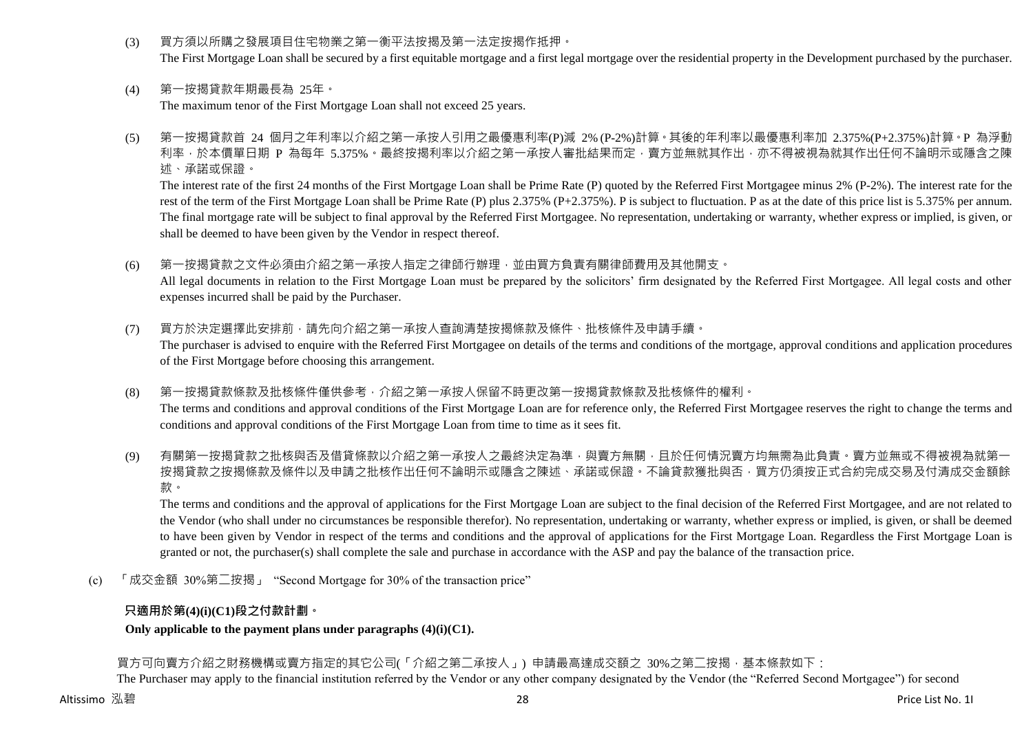(3) 買方須以所購之發展項目住宅物業之第一衡平法按揭及第一法定按揭作抵押。
The First Mortgage Loan shall be secured by a first equitable mortgage and a first legal mortgage over the residential property in the Development purchased by the purchaser.

(4) 第一按揭貸款年期最長為 25年。
The maximum tenor of the First Mortgage Loan shall not exceed 25 years.

(5) 第一按揭貸款首 24 個月之年利率以介紹之第一承按人引用之最優惠利率(P)減 2% (P-2%)計算。其後的年利率以最優惠利率加 2.375%(P+2.375%)計算。P 為浮動利率，於本價單日期 P 為每年 5.375%。最終按揭利率以介紹之第一承按人審批結果而定，賣方並無就其作出，亦不得被視為就其作出任何不論明示或隱含之陳述、承諾或保證。
The interest rate of the first 24 months of the First Mortgage Loan shall be Prime Rate (P) quoted by the Referred First Mortgagee minus 2% (P-2%). The interest rate for the rest of the term of the First Mortgage Loan shall be Prime Rate (P) plus 2.375% (P+2.375%). P is subject to fluctuation. P as at the date of this price list is 5.375% per annum. The final mortgage rate will be subject to final approval by the Referred First Mortgagee. No representation, undertaking or warranty, whether express or implied, is given, or shall be deemed to have been given by the Vendor in respect thereof.

(6) 第一按揭貸款之文件必須由介紹之第一承按人指定之律師行辦理，並由買方負責有關律師費用及其他開支。
All legal documents in relation to the First Mortgage Loan must be prepared by the solicitors' firm designated by the Referred First Mortgagee. All legal costs and other expenses incurred shall be paid by the Purchaser.

(7) 買方於決定選擇此安排前，請先向介紹之第一承按人查詢清楚按揭條款及條件、批核條件及申請手續。
The purchaser is advised to enquire with the Referred First Mortgagee on details of the terms and conditions of the mortgage, approval conditions and application procedures of the First Mortgage before choosing this arrangement.

(8) 第一按揭貸款條款及批核條件僅供參考，介紹之第一承按人保留不時更改第一按揭貸款條款及批核條件的權利。
The terms and conditions and approval conditions of the First Mortgage Loan are for reference only, the Referred First Mortgagee reserves the right to change the terms and conditions and approval conditions of the First Mortgage Loan from time to time as it sees fit.

(9) 有關第一按揭貸款之批核與否及借貸條款以介紹之第一承按人之最終決定為準，與賣方無關，且於任何情況賣方均無需為此負責。賣方並無或不得被視為就第一按揭貸款之按揭條款及條件以及申請之批核作出任何不論明示或隱含之陳述、承諾或保證。不論貸款獲批與否，買方仍須按正式合約完成交易及付清成交金額餘款。
The terms and conditions and the approval of applications for the First Mortgage Loan are subject to the final decision of the Referred First Mortgagee, and are not related to the Vendor (who shall under no circumstances be responsible therefor). No representation, undertaking or warranty, whether express or implied, is given, or shall be deemed to have been given by Vendor in respect of the terms and conditions and the approval of applications for the First Mortgage Loan. Regardless the First Mortgage Loan is granted or not, the purchaser(s) shall complete the sale and purchase in accordance with the ASP and pay the balance of the transaction price.

(c) 「成交金額 30%第二按揭」 "Second Mortgage for 30% of the transaction price"

**只適用於第(4)(i)(C1)段之付款計劃。**

**Only applicable to the payment plans under paragraphs (4)(i)(C1).**

買方可向賣方介紹之財務機構或賣方指定的其它公司(「介紹之第二承按人」) 申請最高達成交額之 30%之第二按揭，基本條款如下：
The Purchaser may apply to the financial institution referred by the Vendor or any other company designated by the Vendor (the "Referred Second Mortgagee") for second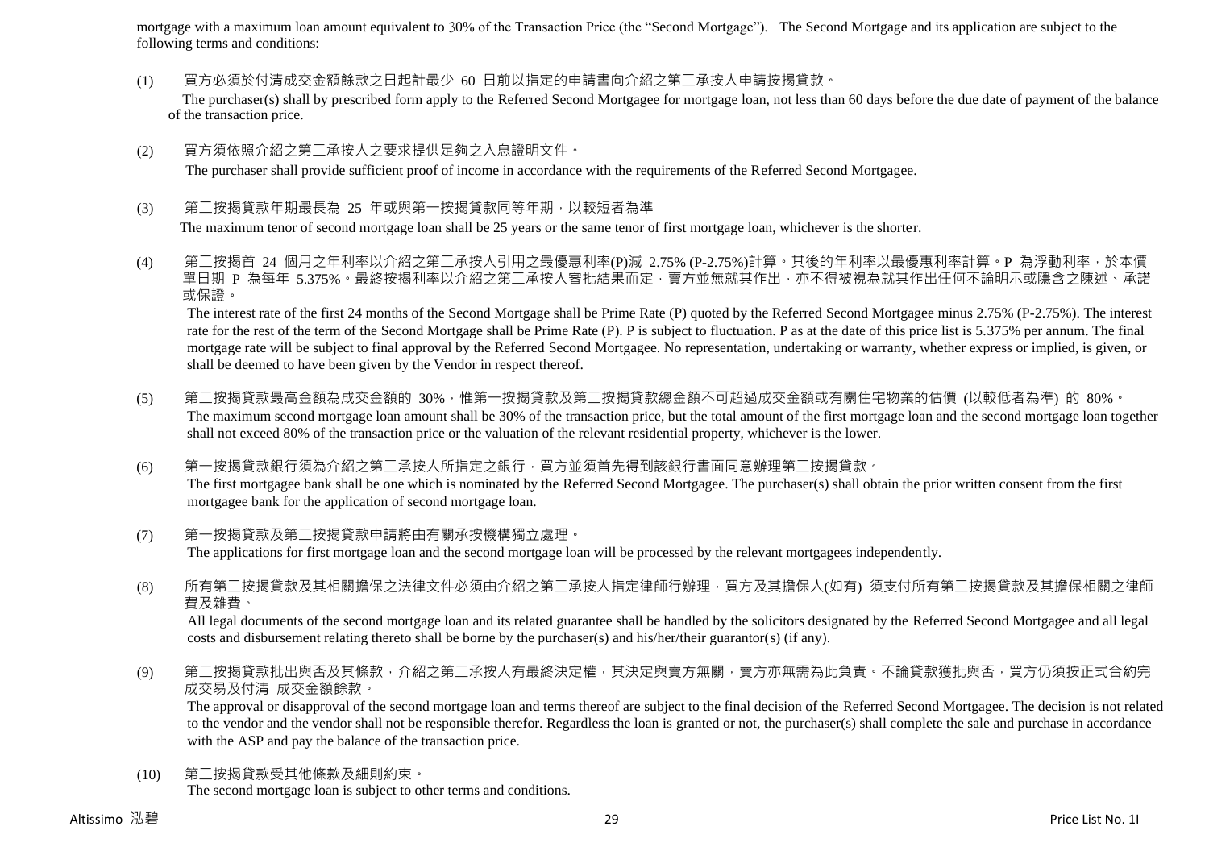mortgage with a maximum loan amount equivalent to 30% of the Transaction Price (the "Second Mortgage"). The Second Mortgage and its application are subject to the following terms and conditions:

(1) 買方必須於付清成交金額餘款之日起計最少 60 日前以指定的申請書向介紹之第二承按人申請按揭貸款。
The purchaser(s) shall by prescribed form apply to the Referred Second Mortgagee for mortgage loan, not less than 60 days before the due date of payment of the balance of the transaction price.

(2) 買方須依照介紹之第二承按人之要求提供足夠之入息證明文件。
The purchaser shall provide sufficient proof of income in accordance with the requirements of the Referred Second Mortgagee.

(3) 第二按揭貸款年期最長為 25 年或與第一按揭貸款同等年期，以較短者為準
The maximum tenor of second mortgage loan shall be 25 years or the same tenor of first mortgage loan, whichever is the shorter.

(4) 第二按揭首 24 個月之年利率以介紹之第二承按人引用之最優惠利率(P)減 2.75% (P-2.75%)計算。其後的年利率以最優惠利率計算。P 為浮動利率，於本價單日期 P 為每年 5.375%。最終按揭利率以介紹之第二承按人審批結果而定，賣方並無就其作出，亦不得被視為就其作出任何不論明示或隱含之陳述、承諾或保證。
The interest rate of the first 24 months of the Second Mortgage shall be Prime Rate (P) quoted by the Referred Second Mortgagee minus 2.75% (P-2.75%). The interest rate for the rest of the term of the Second Mortgage shall be Prime Rate (P). P is subject to fluctuation. P as at the date of this price list is 5.375% per annum. The final mortgage rate will be subject to final approval by the Referred Second Mortgagee. No representation, undertaking or warranty, whether express or implied, is given, or shall be deemed to have been given by the Vendor in respect thereof.

(5) 第二按揭貸款最高金額為成交金額的 30%，惟第一按揭貸款及第二按揭貸款總金額不可超過成交金額或有關住宅物業的估價 (以較低者為準) 的 80%。
The maximum second mortgage loan amount shall be 30% of the transaction price, but the total amount of the first mortgage loan and the second mortgage loan together shall not exceed 80% of the transaction price or the valuation of the relevant residential property, whichever is the lower.

(6) 第一按揭貸款銀行須為介紹之第二承按人所指定之銀行，買方並須首先得到該銀行書面同意辦理第二按揭貸款。
The first mortgagee bank shall be one which is nominated by the Referred Second Mortgagee. The purchaser(s) shall obtain the prior written consent from the first mortgagee bank for the application of second mortgage loan.

(7) 第一按揭貸款及第二按揭貸款申請將由有關承按機構獨立處理。
The applications for first mortgage loan and the second mortgage loan will be processed by the relevant mortgagees independently.

(8) 所有第二按揭貸款及其相關擔保之法律文件必須由介紹之第二承按人指定律師行辦理，買方及其擔保人(如有) 須支付所有第二按揭貸款及其擔保相關之律師費及雜費。
All legal documents of the second mortgage loan and its related guarantee shall be handled by the solicitors designated by the Referred Second Mortgagee and all legal costs and disbursement relating thereto shall be borne by the purchaser(s) and his/her/their guarantor(s) (if any).

(9) 第二按揭貸款批出與否及其條款，介紹之第二承按人有最終決定權，其決定與賣方無關，賣方亦無需為此負責。不論貸款獲批與否，買方仍須按正式合約完成交易及付清 成交金額餘款。
The approval or disapproval of the second mortgage loan and terms thereof are subject to the final decision of the Referred Second Mortgagee. The decision is not related to the vendor and the vendor shall not be responsible therefor. Regardless the loan is granted or not, the purchaser(s) shall complete the sale and purchase in accordance with the ASP and pay the balance of the transaction price.

(10) 第二按揭貸款受其他條款及細則約束。
The second mortgage loan is subject to other terms and conditions.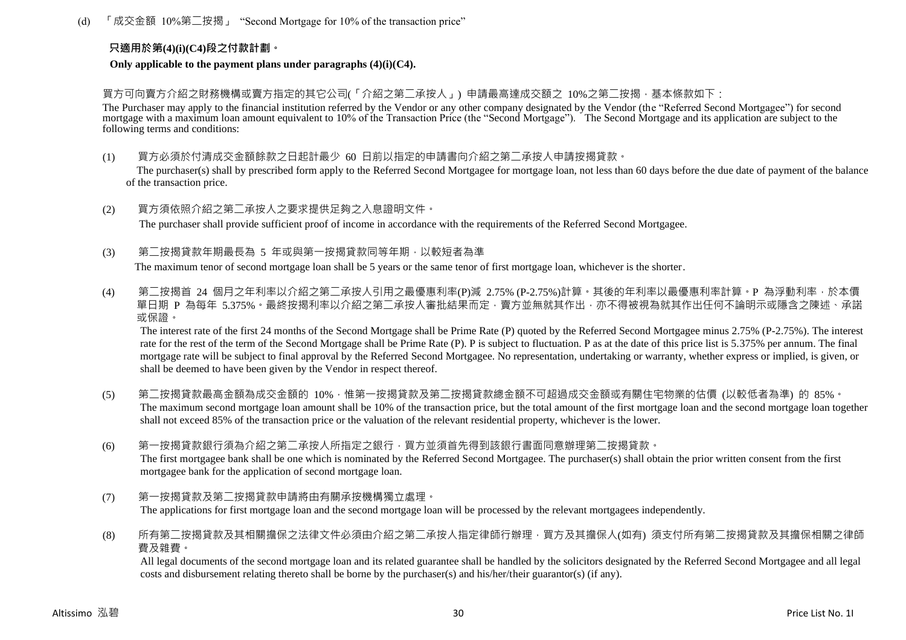(d) 「成交金額 10%第二按揭」 "Second Mortgage for 10% of the transaction price"

**只適用於第(4)(i)(C4)段之付款計劃。**

**Only applicable to the payment plans under paragraphs (4)(i)(C4).**

買方可向賣方介紹之財務機構或賣方指定的其它公司(「介紹之第二承按人」) 申請最高達成交額之 10%之第二按揭，基本條款如下：

The Purchaser may apply to the financial institution referred by the Vendor or any other company designated by the Vendor (the "Referred Second Mortgagee") for second mortgage with a maximum loan amount equivalent to 10% of the Transaction Price (the "Second Mortgage"). The Second Mortgage and its application are subject to the following terms and conditions:

(1) 買方必須於付清成交金額餘款之日起計最少 60 日前以指定的申請書向介紹之第二承按人申請按揭貸款。
The purchaser(s) shall by prescribed form apply to the Referred Second Mortgagee for mortgage loan, not less than 60 days before the due date of payment of the balance of the transaction price.

(2) 買方須依照介紹之第二承按人之要求提供足夠之入息證明文件。
The purchaser shall provide sufficient proof of income in accordance with the requirements of the Referred Second Mortgagee.

(3) 第二按揭貸款年期最長為 5 年或與第一按揭貸款同等年期，以較短者為準
The maximum tenor of second mortgage loan shall be 5 years or the same tenor of first mortgage loan, whichever is the shorter.

(4) 第二按揭首 24 個月之年利率以介紹之第二承按人引用之最優惠利率(P)減 2.75% (P-2.75%)計算。其後的年利率以最優惠利率計算。P 為浮動利率，於本價單日期 P 為每年 5.375%。最終按揭利率以介紹之第二承按人審批結果而定，賣方並無就其作出，亦不得被視為就其作出任何不論明示或隱含之陳述、承諾或保證。
The interest rate of the first 24 months of the Second Mortgage shall be Prime Rate (P) quoted by the Referred Second Mortgagee minus 2.75% (P-2.75%). The interest rate for the rest of the term of the Second Mortgage shall be Prime Rate (P). P is subject to fluctuation. P as at the date of this price list is 5.375% per annum. The final mortgage rate will be subject to final approval by the Referred Second Mortgagee. No representation, undertaking or warranty, whether express or implied, is given, or shall be deemed to have been given by the Vendor in respect thereof.

(5) 第二按揭貸款最高金額為成交金額的 10%，惟第一按揭貸款及第二按揭貸款總金額不可超過成交金額或有關住宅物業的估價 (以較低者為準) 的 85%。
The maximum second mortgage loan amount shall be 10% of the transaction price, but the total amount of the first mortgage loan and the second mortgage loan together shall not exceed 85% of the transaction price or the valuation of the relevant residential property, whichever is the lower.

(6) 第一按揭貸款銀行須為介紹之第二承按人所指定之銀行，買方並須首先得到該銀行書面同意辦理第二按揭貸款。
The first mortgagee bank shall be one which is nominated by the Referred Second Mortgagee. The purchaser(s) shall obtain the prior written consent from the first mortgagee bank for the application of second mortgage loan.

(7) 第一按揭貸款及第二按揭貸款申請將由有關承按機構獨立處理。
The applications for first mortgage loan and the second mortgage loan will be processed by the relevant mortgagees independently.

(8) 所有第二按揭貸款及其相關擔保之法律文件必須由介紹之第二承按人指定律師行辦理，買方及其擔保人(如有) 須支付所有第二按揭貸款及其擔保相關之律師費及雜費。
All legal documents of the second mortgage loan and its related guarantee shall be handled by the solicitors designated by the Referred Second Mortgagee and all legal costs and disbursement relating thereto shall be borne by the purchaser(s) and his/her/their guarantor(s) (if any).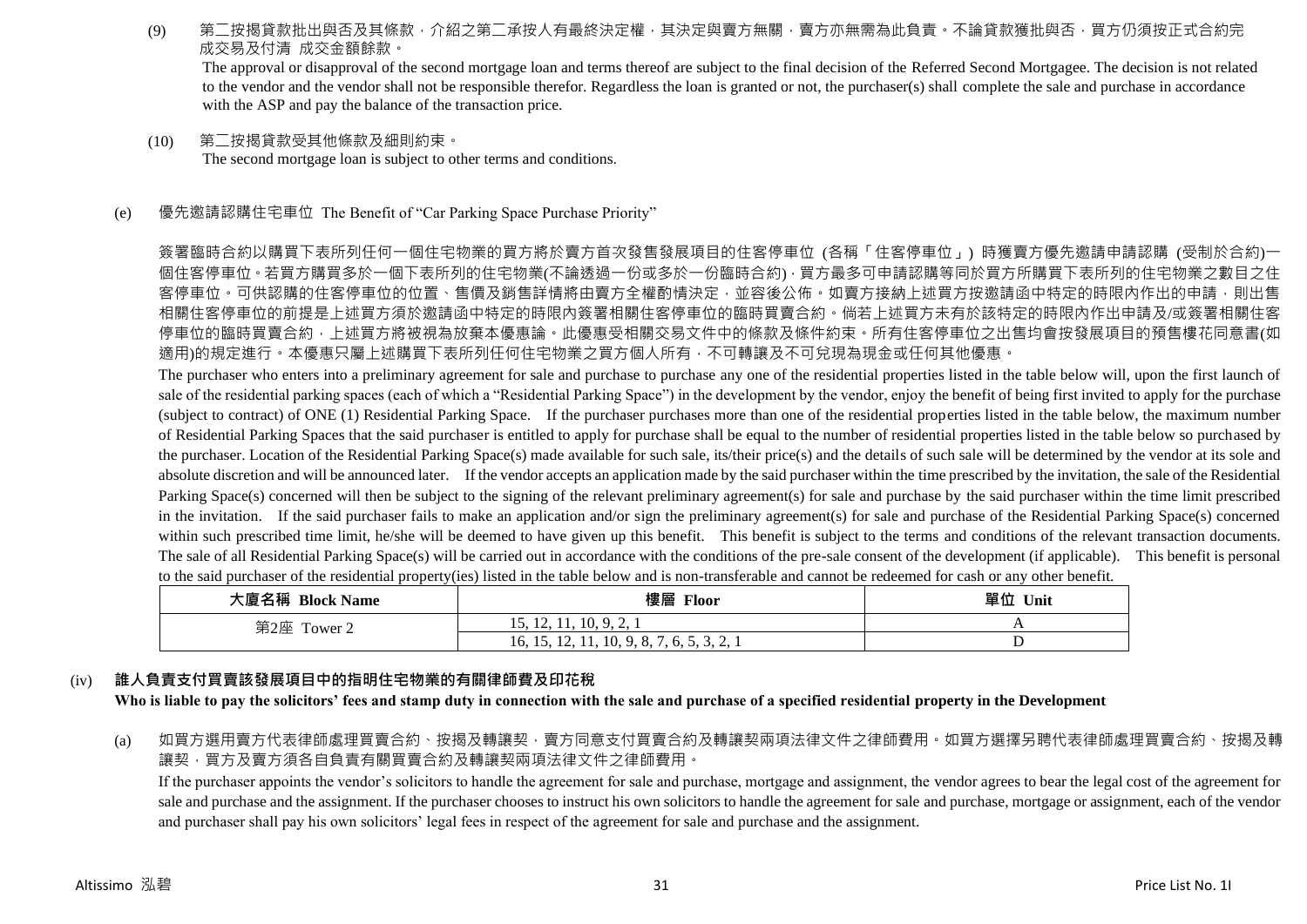(9) 第二按揭貸款批出與否及其條款，介紹之第二承按人有最終決定權，其決定與賣方無關，賣方亦無需為此負責。不論貸款獲批與否，買方仍須按正式合約完成交易及付清 成交金額餘款。
The approval or disapproval of the second mortgage loan and terms thereof are subject to the final decision of the Referred Second Mortgagee. The decision is not related to the vendor and the vendor shall not be responsible therefor. Regardless the loan is granted or not, the purchaser(s) shall complete the sale and purchase in accordance with the ASP and pay the balance of the transaction price.

(10) 第二按揭貸款受其他條款及細則約束。
The second mortgage loan is subject to other terms and conditions.

(e) 優先邀請認購住宅車位 The Benefit of "Car Parking Space Purchase Priority"

簽署臨時合約以購買下表所列任何一個住宅物業的買方將於賣方首次發售發展項目的住客停車位 (各稱「住客停車位」) 時獲賣方優先邀請申請認購 (受制於合約)一個住客停車位。若買方購買多於一個下表所列的住宅物業(不論透過一份或多於一份臨時合約)，買方最多可申請認購等同於買方所購買下表所列的住宅物業之數目之住客停車位。可供認購的住客停車位的位置、售價及銷售詳情將由賣方全權酌情決定，並容後公佈。如賣方接納上述買方按邀請函中特定的時限內作出的申請，則出售相關住客停車位的前提是上述買方須於邀請函中特定的時限內簽署相關住客停車位的臨時買賣合約。倘若上述買方未有於該特定的時限內作出申請及/或簽署相關住客停車位的臨時買賣合約，上述買方將被視為放棄本優惠論。此優惠受相關交易文件中的條款及條件約束。所有住客停車位之出售均會按發展項目的預售樓花同意書(如適用)的規定進行。本優惠只屬上述購買下表所列任何住宅物業之買方個人所有，不可轉讓及不可兌現為現金或任何其他優惠。

The purchaser who enters into a preliminary agreement for sale and purchase to purchase any one of the residential properties listed in the table below will, upon the first launch of sale of the residential parking spaces (each of which a "Residential Parking Space") in the development by the vendor, enjoy the benefit of being first invited to apply for the purchase (subject to contract) of ONE (1) Residential Parking Space. If the purchaser purchases more than one of the residential properties listed in the table below, the maximum number of Residential Parking Spaces that the said purchaser is entitled to apply for purchase shall be equal to the number of residential properties listed in the table below so purchased by the purchaser. Location of the Residential Parking Space(s) made available for such sale, its/their price(s) and the details of such sale will be determined by the vendor at its sole and absolute discretion and will be announced later. If the vendor accepts an application made by the said purchaser within the time prescribed by the invitation, the sale of the Residential Parking Space(s) concerned will then be subject to the signing of the relevant preliminary agreement(s) for sale and purchase by the said purchaser within the time limit prescribed in the invitation. If the said purchaser fails to make an application and/or sign the preliminary agreement(s) for sale and purchase of the Residential Parking Space(s) concerned within such prescribed time limit, he/she will be deemed to have given up this benefit. This benefit is subject to the terms and conditions of the relevant transaction documents. The sale of all Residential Parking Space(s) will be carried out in accordance with the conditions of the pre-sale consent of the development (if applicable). This benefit is personal to the said purchaser of the residential property(ies) listed in the table below and is non-transferable and cannot be redeemed for cash or any other benefit.

| 大廈名稱 Block Name | 樓層 Floor | 單位 Unit |
|---|---|---|
| 第2座 Tower 2 | 15, 12, 11, 10, 9, 2, 1 | A |
| | 16, 15, 12, 11, 10, 9, 8, 7, 6, 5, 3, 2, 1 | D |

## (iv) 誰人負責支付買賣該發展項目中的指明住宅物業的有關律師費及印花稅
**Who is liable to pay the solicitors' fees and stamp duty in connection with the sale and purchase of a specified residential property in the Development**

(a) 如買方選用賣方代表律師處理買賣合約、按揭及轉讓契，賣方同意支付買賣合約及轉讓契兩項法律文件之律師費用。如買方選擇另聘代表律師處理買賣合約、按揭及轉讓契，買方及賣方須各自負責有關買賣合約及轉讓契兩項法律文件之律師費用。
If the purchaser appoints the vendor's solicitors to handle the agreement for sale and purchase, mortgage and assignment, the vendor agrees to bear the legal cost of the agreement for sale and purchase and the assignment. If the purchaser chooses to instruct his own solicitors to handle the agreement for sale and purchase, mortgage or assignment, each of the vendor and purchaser shall pay his own solicitors' legal fees in respect of the agreement for sale and purchase and the assignment.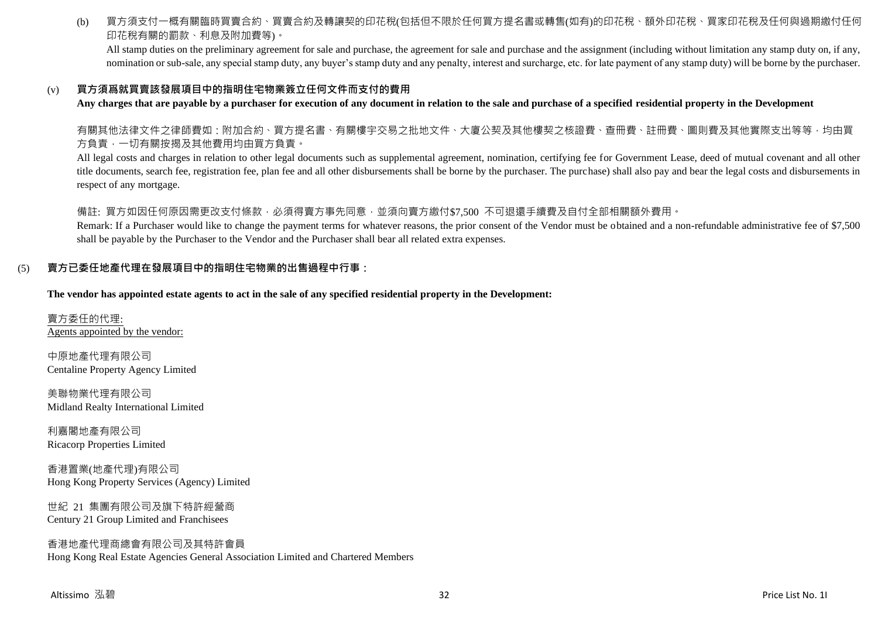(b) 買方須支付一概有關臨時買賣合約、買賣合約及轉讓契的印花稅(包括但不限於任何買方提名書或轉售(如有)的印花稅、額外印花稅、買家印花稅及任何與過期繳付任何印花稅有關的罰款、利息及附加費等)。
All stamp duties on the preliminary agreement for sale and purchase, the agreement for sale and purchase and the assignment (including without limitation any stamp duty on, if any, nomination or sub-sale, any special stamp duty, any buyer's stamp duty and any penalty, interest and surcharge, etc. for late payment of any stamp duty) will be borne by the purchaser.

(v) **買方須爲就買賣該發展項目中的指明住宅物業簽立任何文件而支付的費用**
**Any charges that are payable by a purchaser for execution of any document in relation to the sale and purchase of a specified residential property in the Development**

有關其他法律文件之律師費如：附加合約、買方提名書、有關樓宇交易之批地文件、大廈公契及其他樓契之核證費、查冊費、註冊費、圖則費及其他實際支出等等，均由買方負責，一切有關按揭及其他費用均由買方負責。
All legal costs and charges in relation to other legal documents such as supplemental agreement, nomination, certifying fee for Government Lease, deed of mutual covenant and all other title documents, search fee, registration fee, plan fee and all other disbursements shall be borne by the purchaser. The purchase) shall also pay and bear the legal costs and disbursements in respect of any mortgage.

備註: 買方如因任何原因需更改支付條款，必須得賣方事先同意，並須向賣方繳付$7,500 不可退還手續費及自付全部相關額外費用。
Remark: If a Purchaser would like to change the payment terms for whatever reasons, the prior consent of the Vendor must be obtained and a non-refundable administrative fee of $7,500 shall be payable by the Purchaser to the Vendor and the Purchaser shall bear all related extra expenses.

(5) **賣方已委任地產代理在發展項目中的指明住宅物業的出售過程中行事：**

**The vendor has appointed estate agents to act in the sale of any specified residential property in the Development:**

賣方委任的代理:
Agents appointed by the vendor:

中原地產代理有限公司
Centaline Property Agency Limited

美聯物業代理有限公司
Midland Realty International Limited

利嘉閣地產有限公司
Ricacorp Properties Limited

香港置業(地產代理)有限公司
Hong Kong Property Services (Agency) Limited

世紀 21 集團有限公司及旗下特許經營商
Century 21 Group Limited and Franchisees

香港地產代理商總會有限公司及其特許會員
Hong Kong Real Estate Agencies General Association Limited and Chartered Members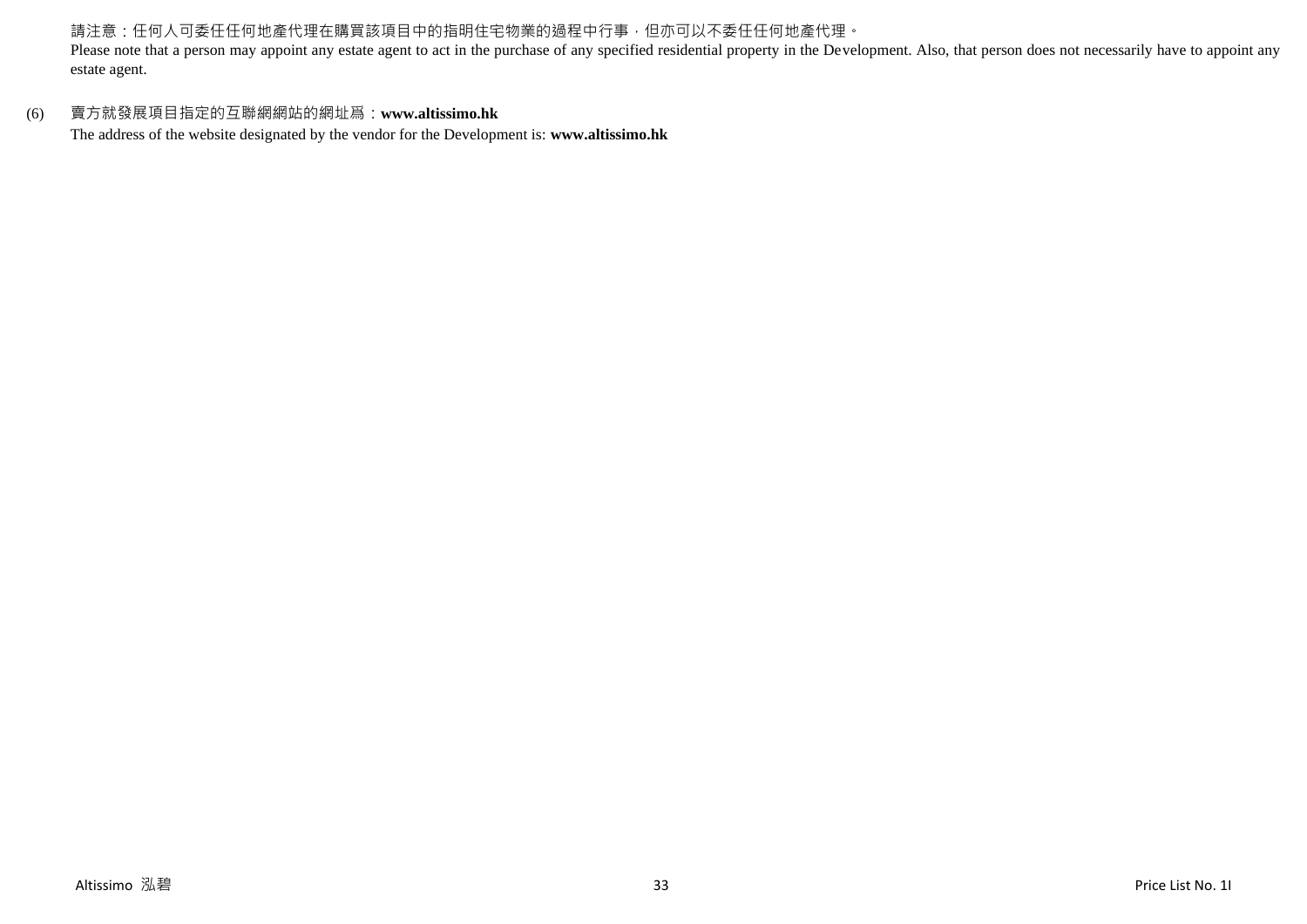請注意：任何人可委任任何地產代理在購買該項目中的指明住宅物業的過程中行事，但亦可以不委任任何地產代理。

Please note that a person may appoint any estate agent to act in the purchase of any specified residential property in the Development. Also, that person does not necessarily have to appoint any estate agent.

(6) 賣方就發展項目指定的互聯網網站的網址爲：**www.altissimo.hk**

The address of the website designated by the vendor for the Development is: **www.altissimo.hk**